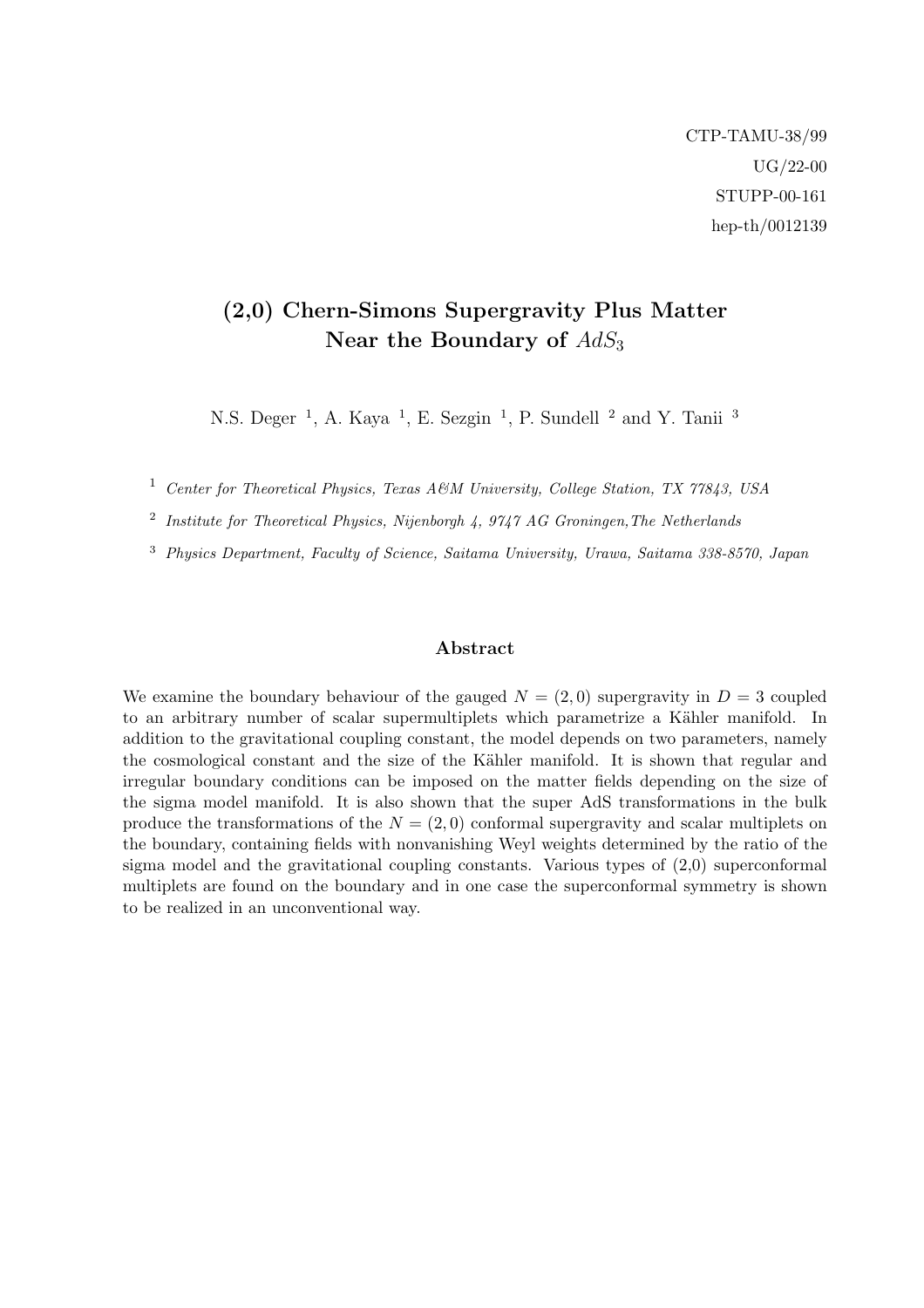CTP-TAMU-38/99

UG/22-00

STUPP-00-161

hep-th/0012139

# (2,0) Chern-Simons Supergravity Plus Matter Near the Boundary of $AdS_3$

N.S. Deger [1], A. Kaya [1], E. Sezgin [1], P. Sundell [2] and Y. Tanii [3]

[1] *Center for Theoretical Physics, Texas A&M University, College Station, TX 77843, USA*

[2] *Institute for Theoretical Physics, Nijenborgh 4, 9747 AG Groningen,The Netherlands*

[3] *Physics Department, Faculty of Science, Saitama University, Urawa, Saitama 338-8570, Japan*

## Abstract

We examine the boundary behaviour of the gauged $N = (2, 0)$ supergravity in $D = 3$ coupled to an arbitrary number of scalar supermultiplets which parametrize a Kähler manifold. In addition to the gravitational coupling constant, the model depends on two parameters, namely the cosmological constant and the size of the Kähler manifold. It is shown that regular and irregular boundary conditions can be imposed on the matter fields depending on the size of the sigma model manifold. It is also shown that the super AdS transformations in the bulk produce the transformations of the $N = (2, 0)$ conformal supergravity and scalar multiplets on the boundary, containing fields with nonvanishing Weyl weights determined by the ratio of the sigma model and the gravitational coupling constants. Various types of (2,0) superconformal multiplets are found on the boundary and in one case the superconformal symmetry is shown to be realized in an unconventional way.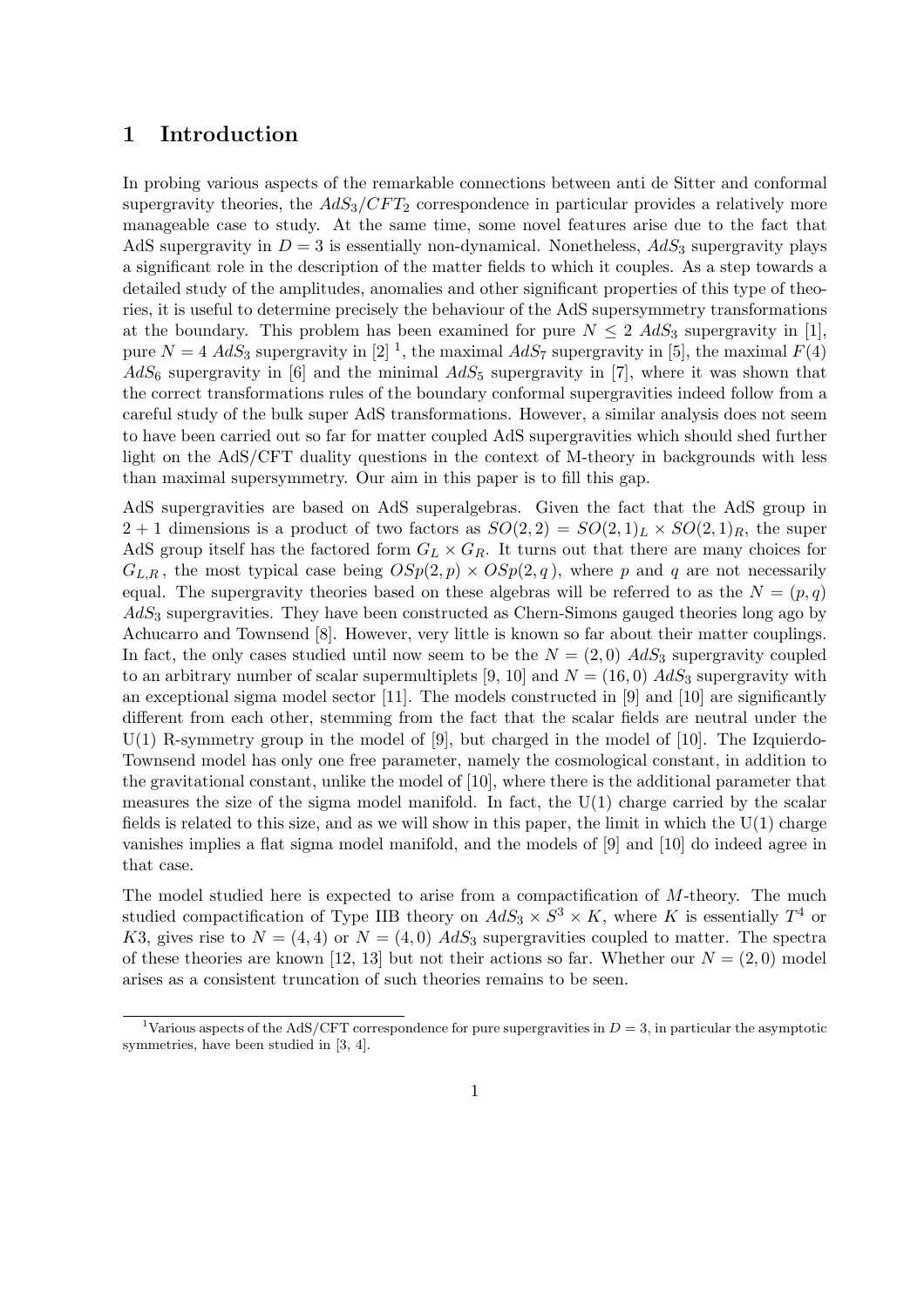# 1 Introduction

In probing various aspects of the remarkable connections between anti de Sitter and conformal supergravity theories, the $AdS_3/CFT_2$ correspondence in particular provides a relatively more manageable case to study. At the same time, some novel features arise due to the fact that AdS supergravity in $D = 3$ is essentially non-dynamical. Nonetheless, $AdS_3$ supergravity plays a significant role in the description of the matter fields to which it couples. As a step towards a detailed study of the amplitudes, anomalies and other significant properties of this type of theories, it is useful to determine precisely the behaviour of the AdS supersymmetry transformations at the boundary. This problem has been examined for pure $N \leq 2$ $AdS_3$ supergravity in [1], pure $N = 4$ $AdS_3$ supergravity in [2] [1], the maximal $AdS_7$ supergravity in [5], the maximal $F(4)$ $AdS_6$ supergravity in [6] and the minimal $AdS_5$ supergravity in [7], where it was shown that the correct transformations rules of the boundary conformal supergravities indeed follow from a careful study of the bulk super AdS transformations. However, a similar analysis does not seem to have been carried out so far for matter coupled AdS supergravities which should shed further light on the AdS/CFT duality questions in the context of M-theory in backgrounds with less than maximal supersymmetry. Our aim in this paper is to fill this gap.

AdS supergravities are based on AdS superalgebras. Given the fact that the AdS group in $2 + 1$ dimensions is a product of two factors as $SO(2, 2) = SO(2, 1)_L \times SO(2, 1)_R$, the super AdS group itself has the factored form $G_L \times G_R$. It turns out that there are many choices for $G_{L,R}$, the most typical case being $OSp(2, p) \times OSp(2, q)$, where $p$ and $q$ are not necessarily equal. The supergravity theories based on these algebras will be referred to as the $N = (p, q)$ $AdS_3$ supergravities. They have been constructed as Chern-Simons gauged theories long ago by Achucarro and Townsend [8]. However, very little is known so far about their matter couplings. In fact, the only cases studied until now seem to be the $N = (2, 0)$ $AdS_3$ supergravity coupled to an arbitrary number of scalar supermultiplets [9, 10] and $N = (16, 0)$ $AdS_3$ supergravity with an exceptional sigma model sector [11]. The models constructed in [9] and [10] are significantly different from each other, stemming from the fact that the scalar fields are neutral under the U(1) R-symmetry group in the model of [9], but charged in the model of [10]. The Izquierdo-Townsend model has only one free parameter, namely the cosmological constant, in addition to the gravitational constant, unlike the model of [10], where there is the additional parameter that measures the size of the sigma model manifold. In fact, the U(1) charge carried by the scalar fields is related to this size, and as we will show in this paper, the limit in which the U(1) charge vanishes implies a flat sigma model manifold, and the models of [9] and [10] do indeed agree in that case.

The model studied here is expected to arise from a compactification of $M$-theory. The much studied compactification of Type IIB theory on $AdS_3 \times S^3 \times K$, where $K$ is essentially $T^4$ or $K3$, gives rise to $N = (4, 4)$ or $N = (4, 0)$ $AdS_3$ supergravities coupled to matter. The spectra of these theories are known [12, 13] but not their actions so far. Whether our $N = (2, 0)$ model arises as a consistent truncation of such theories remains to be seen.

[1] Various aspects of the AdS/CFT correspondence for pure supergravities in $D = 3$, in particular the asymptotic symmetries, have been studied in [3, 4].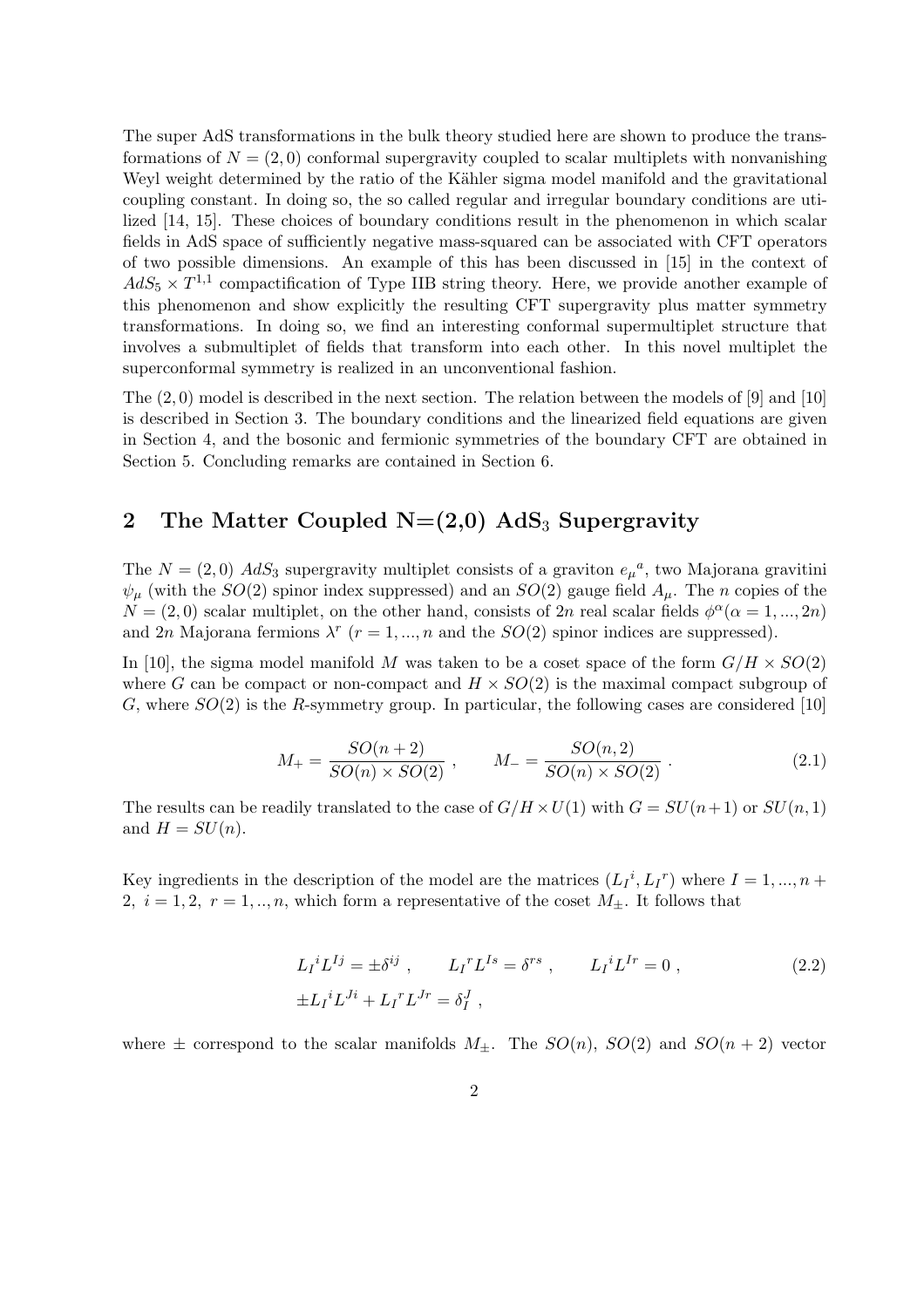The super AdS transformations in the bulk theory studied here are shown to produce the transformations of $N = (2, 0)$ conformal supergravity coupled to scalar multiplets with nonvanishing Weyl weight determined by the ratio of the Kähler sigma model manifold and the gravitational coupling constant. In doing so, the so called regular and irregular boundary conditions are utilized [14, 15]. These choices of boundary conditions result in the phenomenon in which scalar fields in AdS space of sufficiently negative mass-squared can be associated with CFT operators of two possible dimensions. An example of this has been discussed in [15] in the context of $AdS_5 \times T^{1,1}$ compactification of Type IIB string theory. Here, we provide another example of this phenomenon and show explicitly the resulting CFT supergravity plus matter symmetry transformations. In doing so, we find an interesting conformal supermultiplet structure that involves a submultiplet of fields that transform into each other. In this novel multiplet the superconformal symmetry is realized in an unconventional fashion.

The $(2, 0)$ model is described in the next section. The relation between the models of [9] and [10] is described in Section 3. The boundary conditions and the linearized field equations are given in Section 4, and the bosonic and fermionic symmetries of the boundary CFT are obtained in Section 5. Concluding remarks are contained in Section 6.

## 2 The Matter Coupled N=(2,0) AdS$_3$ Supergravity

The $N = (2, 0)$ $AdS_3$ supergravity multiplet consists of a graviton $e_\mu{}^a$, two Majorana gravitini $\psi_\mu$ (with the $SO(2)$ spinor index suppressed) and an $SO(2)$ gauge field $A_\mu$. The $n$ copies of the $N = (2, 0)$ scalar multiplet, on the other hand, consists of $2n$ real scalar fields $\phi^\alpha (\alpha = 1, ..., 2n)$ and $2n$ Majorana fermions $\lambda^r$ $(r = 1, ..., n$ and the $SO(2)$ spinor indices are suppressed).

In [10], the sigma model manifold $M$ was taken to be a coset space of the form $G/H \times SO(2)$ where $G$ can be compact or non-compact and $H \times SO(2)$ is the maximal compact subgroup of $G$, where $SO(2)$ is the $R$-symmetry group. In particular, the following cases are considered [10]

$$M_+ = \frac{SO(n+2)}{SO(n) \times SO(2)} \ , \qquad M_- = \frac{SO(n,2)}{SO(n) \times SO(2)} \ . \tag{2.1}$$

The results can be readily translated to the case of $G/H \times U(1)$ with $G = SU(n+1)$ or $SU(n, 1)$ and $H = SU(n)$.

Key ingredients in the description of the model are the matrices $(L_I{}^i, L_I{}^r)$ where $I = 1, ..., n+2,\ i = 1, 2,\ r = 1, .., n$, which form a representative of the coset $M_\pm$. It follows that

$$\begin{aligned} &L_I{}^i L^{Ij} = \pm \delta^{ij} \ , \qquad L_I{}^r L^{Is} = \delta^{rs} \ , \qquad L_I{}^i L^{Ir} = 0 \ , \\ &\pm L_I{}^i L^{Ji} + L_I{}^r L^{Jr} = \delta_I^J \ , \end{aligned} \tag{2.2}$$

where $\pm$ correspond to the scalar manifolds $M_\pm$. The $SO(n)$, $SO(2)$ and $SO(n+2)$ vector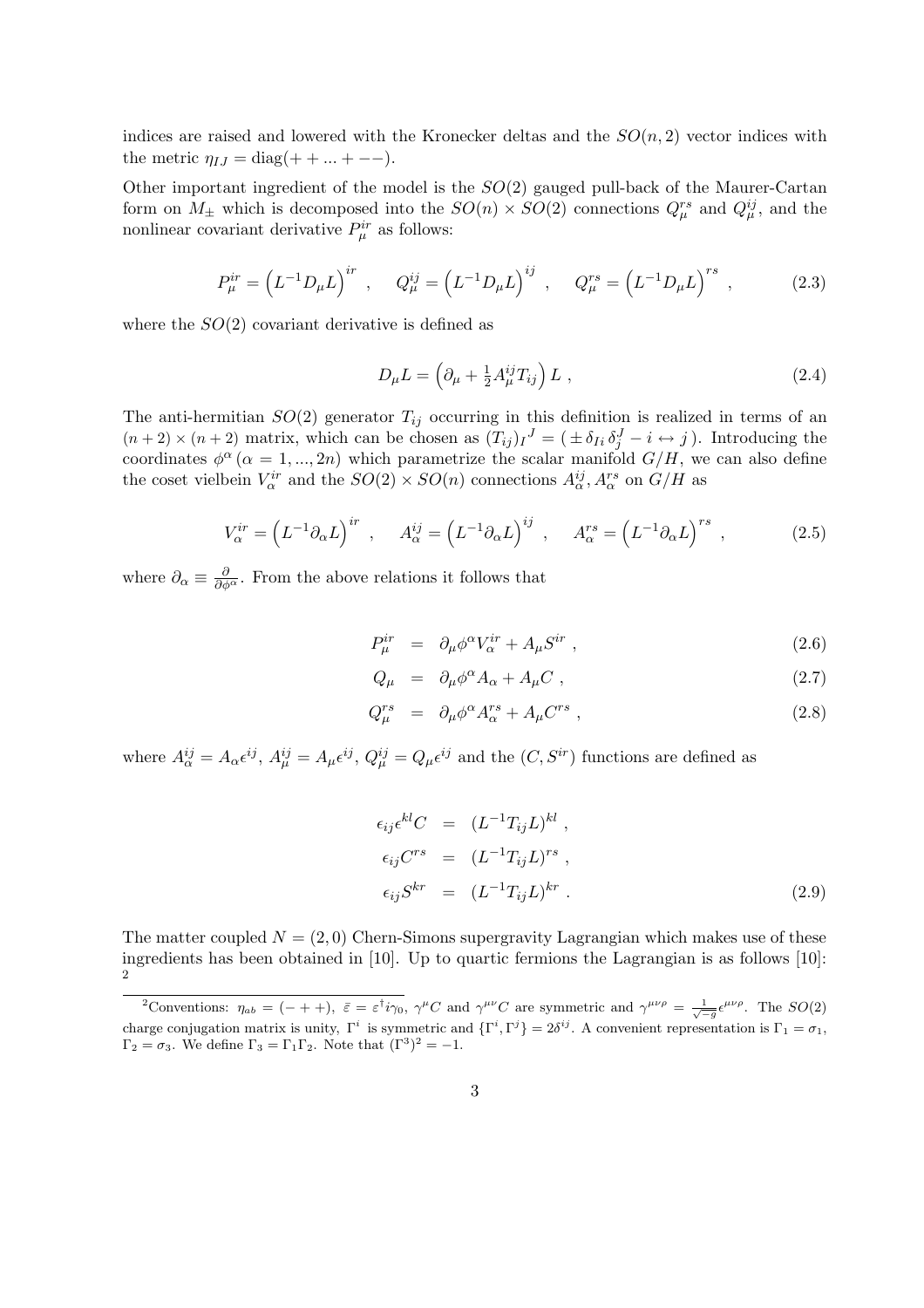indices are raised and lowered with the Kronecker deltas and the $SO(n,2)$ vector indices with the metric $\eta_{IJ} = \mathrm{diag}(++\ldots+--)$.

Other important ingredient of the model is the $SO(2)$ gauged pull-back of the Maurer-Cartan form on $M_\pm$ which is decomposed into the $SO(n)\times SO(2)$ connections $Q_\mu^{rs}$ and $Q_\mu^{ij}$, and the nonlinear covariant derivative $P_\mu^{ir}$ as follows:

$$P_\mu^{ir} = \left(L^{-1}D_\mu L\right)^{ir} , \quad Q_\mu^{ij} = \left(L^{-1}D_\mu L\right)^{ij} , \quad Q_\mu^{rs} = \left(L^{-1}D_\mu L\right)^{rs} , \tag{2.3}$$

where the $SO(2)$ covariant derivative is defined as

$$D_\mu L = \left(\partial_\mu + \tfrac{1}{2}A_\mu^{ij}T_{ij}\right) L , \tag{2.4}$$

The anti-hermitian $SO(2)$ generator $T_{ij}$ occurring in this definition is realized in terms of an $(n+2)\times(n+2)$ matrix, which can be chosen as $(T_{ij})_I{}^J = (\pm\,\delta_{Ii}\,\delta_j^J - i \leftrightarrow j\,)$. Introducing the coordinates $\phi^\alpha\,(\alpha = 1, ..., 2n)$ which parametrize the scalar manifold $G/H$, we can also define the coset vielbein $V_\alpha^{ir}$ and the $SO(2)\times SO(n)$ connections $A_\alpha^{ij}, A_\alpha^{rs}$ on $G/H$ as

$$V_\alpha^{ir} = \left(L^{-1}\partial_\alpha L\right)^{ir} , \quad A_\alpha^{ij} = \left(L^{-1}\partial_\alpha L\right)^{ij} , \quad A_\alpha^{rs} = \left(L^{-1}\partial_\alpha L\right)^{rs} , \tag{2.5}$$

where $\partial_\alpha \equiv \frac{\partial}{\partial\phi^\alpha}$. From the above relations it follows that

$$P_\mu^{ir} = \partial_\mu\phi^\alpha V_\alpha^{ir} + A_\mu S^{ir} , \tag{2.6}$$

$$Q_\mu = \partial_\mu\phi^\alpha A_\alpha + A_\mu C , \tag{2.7}$$

$$Q_\mu^{rs} = \partial_\mu\phi^\alpha A_\alpha^{rs} + A_\mu C^{rs} , \tag{2.8}$$

where $A_\alpha^{ij} = A_\alpha\epsilon^{ij}$, $A_\mu^{ij} = A_\mu\epsilon^{ij}$, $Q_\mu^{ij} = Q_\mu\epsilon^{ij}$ and the $(C, S^{ir})$ functions are defined as

$$\begin{aligned}
\epsilon_{ij}\epsilon^{kl}C &= (L^{-1}T_{ij}L)^{kl} , \\
\epsilon_{ij}C^{rs} &= (L^{-1}T_{ij}L)^{rs} , \\
\epsilon_{ij}S^{kr} &= (L^{-1}T_{ij}L)^{kr} .
\end{aligned} \tag{2.9}$$

The matter coupled $N=(2,0)$ Chern-Simons supergravity Lagrangian which makes use of these ingredients has been obtained in [10]. Up to quartic fermions the Lagrangian is as follows [10]: [2]

[2]Conventions: $\eta_{ab} = (-++)$, $\bar\varepsilon = \varepsilon^\dagger i\gamma_0$, $\gamma^\mu C$ and $\gamma^{\mu\nu}C$ are symmetric and $\gamma^{\mu\nu\rho} = \frac{1}{\sqrt{-g}}\epsilon^{\mu\nu\rho}$. The $SO(2)$ charge conjugation matrix is unity, $\Gamma^i$ is symmetric and $\{\Gamma^i, \Gamma^j\} = 2\delta^{ij}$. A convenient representation is $\Gamma_1 = \sigma_1$, $\Gamma_2 = \sigma_3$. We define $\Gamma_3 = \Gamma_1\Gamma_2$. Note that $(\Gamma^3)^2 = -1$.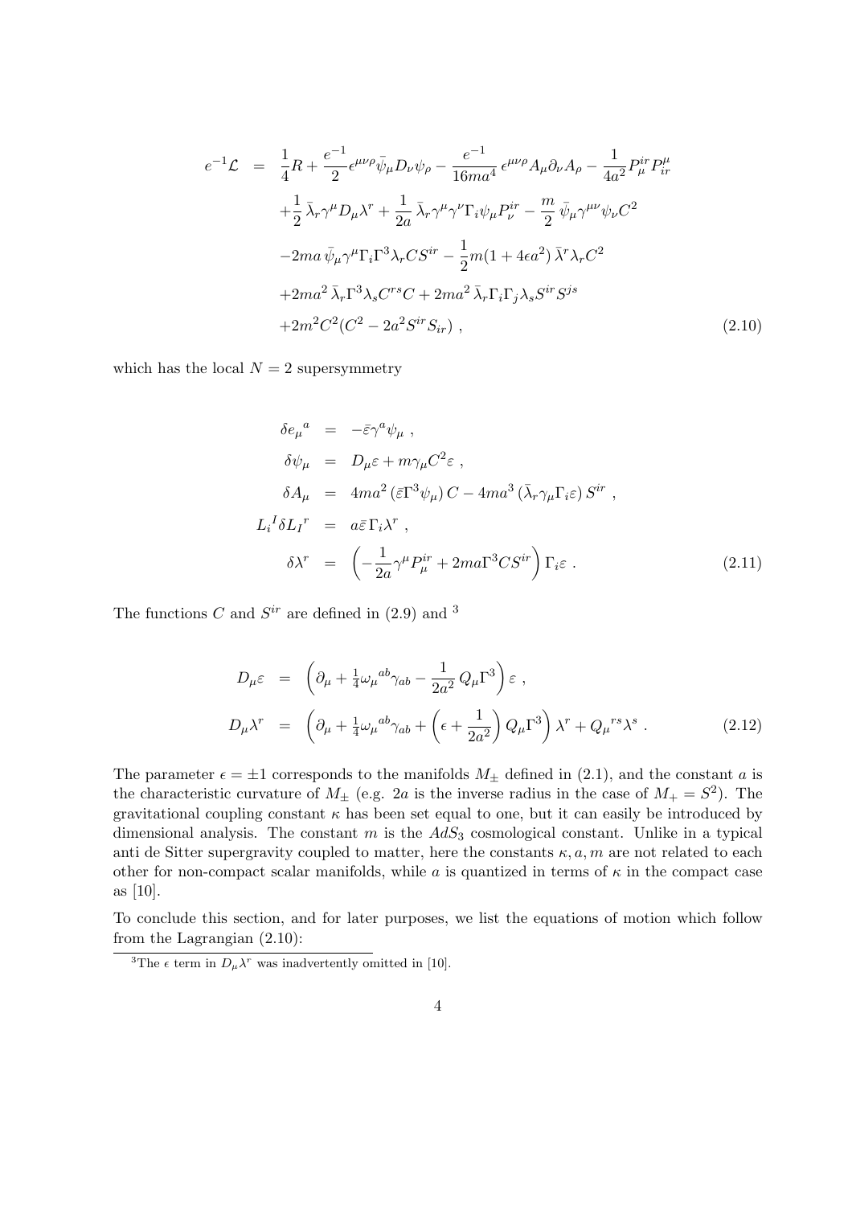$$
\begin{aligned}
e^{-1}\mathcal{L} &= \frac{1}{4}R + \frac{e^{-1}}{2}\epsilon^{\mu\nu\rho}\bar{\psi}_\mu D_\nu \psi_\rho - \frac{e^{-1}}{16ma^4}\,\epsilon^{\mu\nu\rho}A_\mu\partial_\nu A_\rho - \frac{1}{4a^2}P_\mu^{ir}P^\mu_{ir} \\
&\quad + \frac{1}{2}\,\bar{\lambda}_r\gamma^\mu D_\mu\lambda^r + \frac{1}{2a}\,\bar{\lambda}_r\gamma^\mu\gamma^\nu\Gamma_i\psi_\mu P_\nu^{ir} - \frac{m}{2}\,\bar{\psi}_\mu\gamma^{\mu\nu}\psi_\nu C^2 \\
&\quad - 2ma\,\bar{\psi}_\mu\gamma^\mu\Gamma_i\Gamma^3\lambda_r C S^{ir} - \frac{1}{2}m(1+4\epsilon a^2)\,\bar{\lambda}^r\lambda_r C^2 \\
&\quad + 2ma^2\,\bar{\lambda}_r\Gamma^3\lambda_s C^{rs}C + 2ma^2\,\bar{\lambda}_r\Gamma_i\Gamma_j\lambda_s S^{ir}S^{js} \\
&\quad + 2m^2C^2(C^2 - 2a^2S^{ir}S_{ir})\ ,
\end{aligned}
\tag{2.10}
$$

which has the local $N = 2$ supersymmetry

$$
\begin{aligned}
\delta e_\mu{}^a &= -\bar{\varepsilon}\gamma^a\psi_\mu\ , \\
\delta\psi_\mu &= D_\mu\varepsilon + m\gamma_\mu C^2\varepsilon\ , \\
\delta A_\mu &= 4ma^2\,(\bar{\varepsilon}\Gamma^3\psi_\mu)\,C - 4ma^3\,(\bar{\lambda}_r\gamma_\mu\Gamma_i\varepsilon)\,S^{ir}\ , \\
L_i{}^I\delta L_I{}^r &= a\bar{\varepsilon}\,\Gamma_i\lambda^r\ , \\
\delta\lambda^r &= \left(-\frac{1}{2a}\gamma^\mu P_\mu^{ir} + 2ma\Gamma^3 C S^{ir}\right)\Gamma_i\varepsilon\ .
\end{aligned}
\tag{2.11}
$$

The functions $C$ and $S^{ir}$ are defined in (2.9) and [3]

$$
\begin{aligned}
D_\mu\varepsilon &= \left(\partial_\mu + \tfrac{1}{4}\omega_\mu{}^{ab}\gamma_{ab} - \frac{1}{2a^2}\,Q_\mu\Gamma^3\right)\varepsilon\ , \\
D_\mu\lambda^r &= \left(\partial_\mu + \tfrac{1}{4}\omega_\mu{}^{ab}\gamma_{ab} + \left(\epsilon + \frac{1}{2a^2}\right)Q_\mu\Gamma^3\right)\lambda^r + Q_\mu{}^{rs}\lambda^s\ .
\end{aligned}
\tag{2.12}
$$

The parameter $\epsilon = \pm 1$ corresponds to the manifolds $M_\pm$ defined in (2.1), and the constant $a$ is the characteristic curvature of $M_\pm$ (e.g. $2a$ is the inverse radius in the case of $M_+ = S^2$). The gravitational coupling constant $\kappa$ has been set equal to one, but it can easily be introduced by dimensional analysis. The constant $m$ is the $AdS_3$ cosmological constant. Unlike in a typical anti de Sitter supergravity coupled to matter, here the constants $\kappa, a, m$ are not related to each other for non-compact scalar manifolds, while $a$ is quantized in terms of $\kappa$ in the compact case as [10].

To conclude this section, and for later purposes, we list the equations of motion which follow from the Lagrangian (2.10):

[3] The $\epsilon$ term in $D_\mu\lambda^r$ was inadvertently omitted in [10].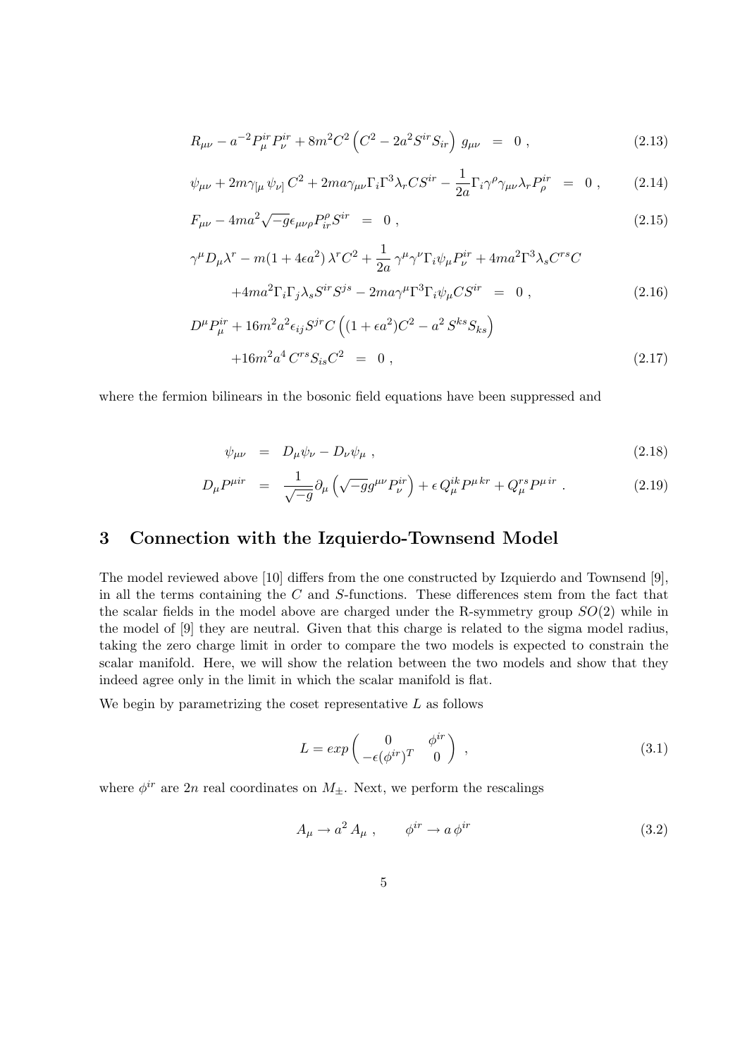$$R_{\mu\nu} - a^{-2} P^{ir}_\mu P^{ir}_\nu + 8m^2 C^2 \left( C^2 - 2a^2 S^{ir} S_{ir} \right) g_{\mu\nu} \;\; = \;\; 0 \; , \tag{2.13}$$

$$\psi_{\mu\nu} + 2m\gamma_{[\mu}\, \psi_{\nu]}\, C^2 + 2ma\gamma_{\mu\nu} \Gamma_i \Gamma^3 \lambda_r C S^{ir} - \frac{1}{2a} \Gamma_i \gamma^\rho \gamma_{\mu\nu} \lambda_r P^{ir}_\rho \;\; = \;\; 0 \; , \tag{2.14}$$

$$F_{\mu\nu} - 4ma^2 \sqrt{-g}\epsilon_{\mu\nu\rho} P^\rho_{ir} S^{ir} \;\; = \;\; 0 \; , \tag{2.15}$$

$$\begin{aligned}
&\gamma^\mu D_\mu \lambda^r - m(1+4\epsilon a^2)\, \lambda^r C^2 + \frac{1}{2a}\, \gamma^\mu \gamma^\nu \Gamma_i \psi_\mu P^{ir}_\nu + 4ma^2 \Gamma^3 \lambda_s C^{rs} C \\
&\qquad + 4ma^2 \Gamma_i \Gamma_j \lambda_s S^{ir} S^{js} - 2ma\gamma^\mu \Gamma^3 \Gamma_i \psi_\mu C S^{ir} \;\; = \;\; 0 \; ,
\end{aligned} \tag{2.16}$$

$$\begin{aligned}
&D^\mu P^{ir}_\mu + 16 m^2 a^2 \epsilon_{ij} S^{jr} C \left( (1+\epsilon a^2) C^2 - a^2\, S^{ks} S_{ks} \right) \\
&\qquad + 16 m^2 a^4\, C^{rs} S_{is} C^2 \;\; = \;\; 0 \; ,
\end{aligned} \tag{2.17}$$

where the fermion bilinears in the bosonic field equations have been suppressed and

$$\psi_{\mu\nu} \;\; = \;\; D_\mu \psi_\nu - D_\nu \psi_\mu \; , \tag{2.18}$$

$$D_\mu P^{\mu ir} \;\; = \;\; \frac{1}{\sqrt{-g}} \partial_\mu \left( \sqrt{-g} g^{\mu\nu} P^{ir}_\nu \right) + \epsilon\, Q^{ik}_\mu P^{\mu\, kr} + Q^{rs}_\mu P^{\mu\, ir} \; . \tag{2.19}$$

# 3 Connection with the Izquierdo-Townsend Model

The model reviewed above [10] differs from the one constructed by Izquierdo and Townsend [9], in all the terms containing the $C$ and $S$-functions. These differences stem from the fact that the scalar fields in the model above are charged under the R-symmetry group $SO(2)$ while in the model of [9] they are neutral. Given that this charge is related to the sigma model radius, taking the zero charge limit in order to compare the two models is expected to constrain the scalar manifold. Here, we will show the relation between the two models and show that they indeed agree only in the limit in which the scalar manifold is flat.

We begin by parametrizing the coset representative $L$ as follows

$$L = exp \begin{pmatrix} 0 & \phi^{ir} \\ -\epsilon(\phi^{ir})^T & 0 \end{pmatrix} \; , \tag{3.1}$$

where $\phi^{ir}$ are $2n$ real coordinates on $M_\pm$. Next, we perform the rescalings

$$A_\mu \to a^2\, A_\mu \; , \qquad \phi^{ir} \to a\, \phi^{ir} \tag{3.2}$$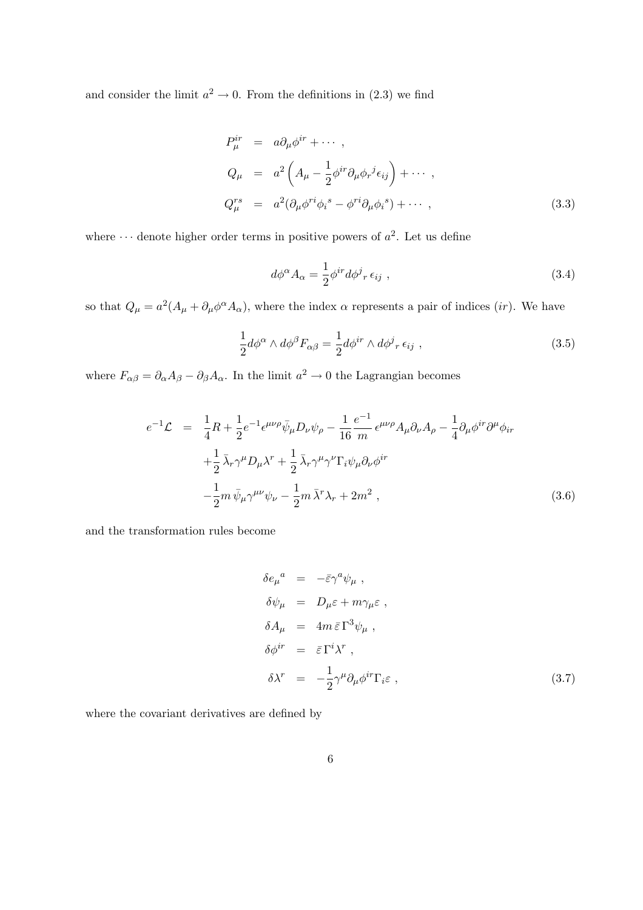and consider the limit $a^2 \to 0$. From the definitions in (2.3) we find

$$
\begin{aligned}
P_\mu^{ir} &= a\partial_\mu \phi^{ir} + \cdots \,, \\
Q_\mu &= a^2\left(A_\mu - \frac{1}{2}\phi^{ir}\partial_\mu \phi_r{}^j \epsilon_{ij}\right) + \cdots \,, \\
Q_\mu^{rs} &= a^2(\partial_\mu \phi^{ri}\phi_i{}^s - \phi^{ri}\partial_\mu \phi_i{}^s) + \cdots \,,
\end{aligned}
\tag{3.3}
$$

where $\cdots$ denote higher order terms in positive powers of $a^2$. Let us define

$$
d\phi^\alpha A_\alpha = \frac{1}{2}\phi^{ir} d\phi^j{}_r \,\epsilon_{ij} \,,
\tag{3.4}
$$

so that $Q_\mu = a^2(A_\mu + \partial_\mu \phi^\alpha A_\alpha)$, where the index $\alpha$ represents a pair of indices $(ir)$. We have

$$
\frac{1}{2} d\phi^\alpha \wedge d\phi^\beta F_{\alpha\beta} = \frac{1}{2} d\phi^{ir} \wedge d\phi^j{}_r \,\epsilon_{ij} \,,
\tag{3.5}
$$

where $F_{\alpha\beta} = \partial_\alpha A_\beta - \partial_\beta A_\alpha$. In the limit $a^2 \to 0$ the Lagrangian becomes

$$
\begin{aligned}
e^{-1}\mathcal{L} &= \frac{1}{4}R + \frac{1}{2}e^{-1}\epsilon^{\mu\nu\rho}\bar{\psi}_\mu D_\nu \psi_\rho - \frac{1}{16}\frac{e^{-1}}{m}\,\epsilon^{\mu\nu\rho}A_\mu \partial_\nu A_\rho - \frac{1}{4}\partial_\mu \phi^{ir}\partial^\mu \phi_{ir} \\
&\quad + \frac{1}{2}\,\bar{\lambda}_r \gamma^\mu D_\mu \lambda^r + \frac{1}{2}\,\bar{\lambda}_r \gamma^\mu \gamma^\nu \Gamma_i \psi_\mu \partial_\nu \phi^{ir} \\
&\quad - \frac{1}{2} m\,\bar{\psi}_\mu \gamma^{\mu\nu}\psi_\nu - \frac{1}{2} m\,\bar{\lambda}^r \lambda_r + 2m^2 \,,
\end{aligned}
\tag{3.6}
$$

and the transformation rules become

$$
\begin{aligned}
\delta e_\mu{}^a &= -\bar{\varepsilon}\gamma^a \psi_\mu \,, \\
\delta \psi_\mu &= D_\mu \varepsilon + m\gamma_\mu \varepsilon \,, \\
\delta A_\mu &= 4m\,\bar{\varepsilon}\,\Gamma^3 \psi_\mu \,, \\
\delta \phi^{ir} &= \bar{\varepsilon}\,\Gamma^i \lambda^r \,, \\
\delta \lambda^r &= -\frac{1}{2}\gamma^\mu \partial_\mu \phi^{ir}\Gamma_i \varepsilon \,,
\end{aligned}
\tag{3.7}
$$

where the covariant derivatives are defined by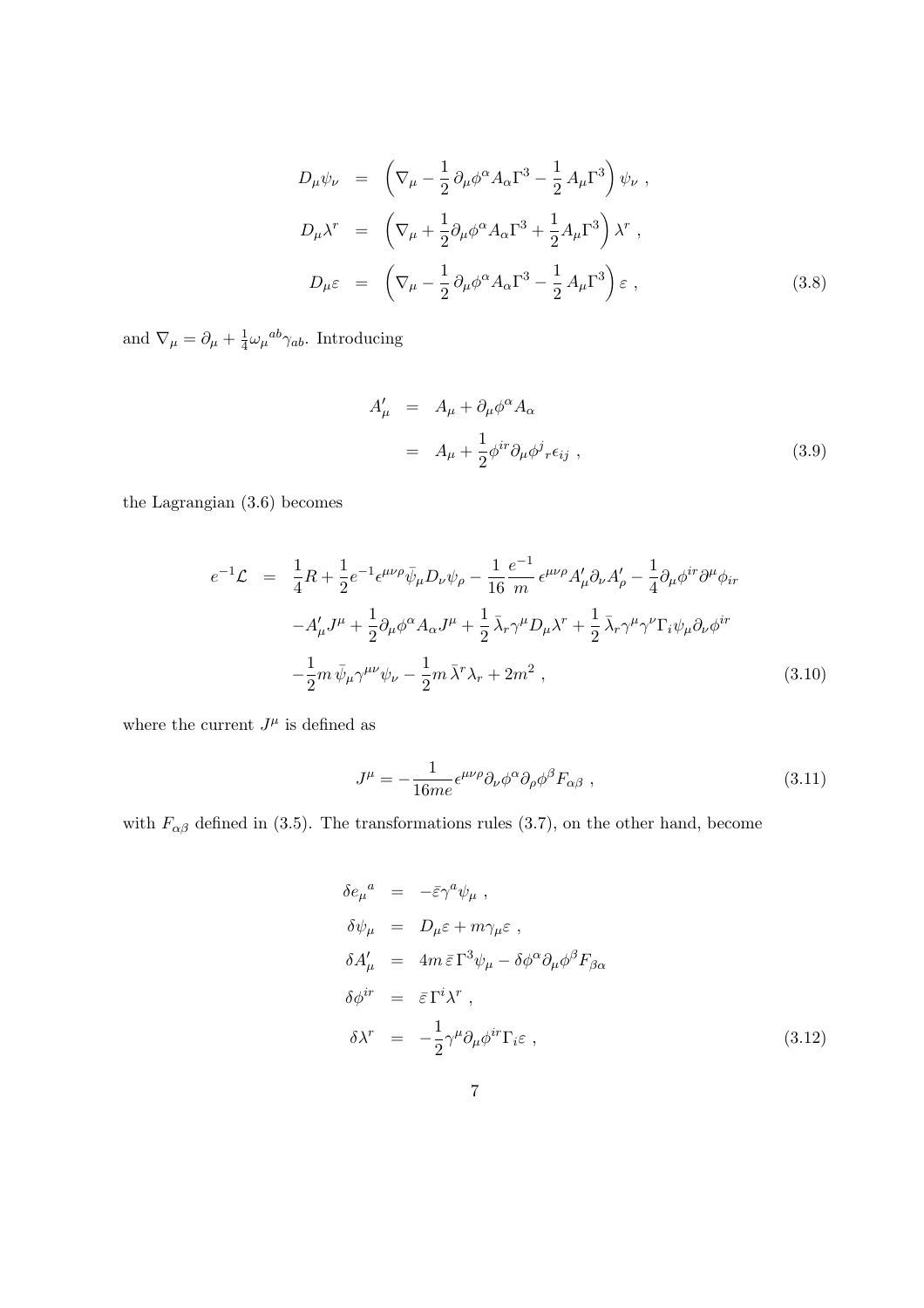$$
\begin{aligned}
D_\mu \psi_\nu &= \left( \nabla_\mu - \frac{1}{2}\, \partial_\mu \phi^\alpha A_\alpha \Gamma^3 - \frac{1}{2}\, A_\mu \Gamma^3 \right) \psi_\nu \ , \\
D_\mu \lambda^r &= \left( \nabla_\mu + \frac{1}{2} \partial_\mu \phi^\alpha A_\alpha \Gamma^3 + \frac{1}{2} A_\mu \Gamma^3 \right) \lambda^r \ , \\
D_\mu \varepsilon &= \left( \nabla_\mu - \frac{1}{2}\, \partial_\mu \phi^\alpha A_\alpha \Gamma^3 - \frac{1}{2}\, A_\mu \Gamma^3 \right) \varepsilon \ ,
\end{aligned} \tag{3.8}
$$

and $\nabla_\mu = \partial_\mu + \frac{1}{4} \omega_\mu{}^{ab} \gamma_{ab}$. Introducing

$$
\begin{aligned}
A'_\mu &= A_\mu + \partial_\mu \phi^\alpha A_\alpha \\
&= A_\mu + \frac{1}{2} \phi^{ir} \partial_\mu \phi^j{}_r \epsilon_{ij} \ ,
\end{aligned} \tag{3.9}
$$

the Lagrangian (3.6) becomes

$$
\begin{aligned}
e^{-1}\mathcal{L} &= \frac{1}{4} R + \frac{1}{2} e^{-1} \epsilon^{\mu\nu\rho} \bar{\psi}_\mu D_\nu \psi_\rho - \frac{1}{16} \frac{e^{-1}}{m}\, \epsilon^{\mu\nu\rho} A'_\mu \partial_\nu A'_\rho - \frac{1}{4} \partial_\mu \phi^{ir} \partial^\mu \phi_{ir} \\
&\quad - A'_\mu J^\mu + \frac{1}{2} \partial_\mu \phi^\alpha A_\alpha J^\mu + \frac{1}{2}\, \bar{\lambda}_r \gamma^\mu D_\mu \lambda^r + \frac{1}{2}\, \bar{\lambda}_r \gamma^\mu \gamma^\nu \Gamma_i \psi_\mu \partial_\nu \phi^{ir} \\
&\quad - \frac{1}{2} m\, \bar{\psi}_\mu \gamma^{\mu\nu} \psi_\nu - \frac{1}{2} m\, \bar{\lambda}^r \lambda_r + 2m^2 \ ,
\end{aligned} \tag{3.10}
$$

where the current $J^\mu$ is defined as

$$
J^\mu = - \frac{1}{16 m e} \epsilon^{\mu\nu\rho} \partial_\nu \phi^\alpha \partial_\rho \phi^\beta F_{\alpha\beta} \ , \tag{3.11}
$$

with $F_{\alpha\beta}$ defined in (3.5). The transformations rules (3.7), on the other hand, become

$$
\begin{aligned}
\delta e_\mu{}^a &= -\bar{\varepsilon} \gamma^a \psi_\mu \ , \\
\delta \psi_\mu &= D_\mu \varepsilon + m \gamma_\mu \varepsilon \ , \\
\delta A'_\mu &= 4m\, \bar{\varepsilon}\, \Gamma^3 \psi_\mu - \delta \phi^\alpha \partial_\mu \phi^\beta F_{\beta\alpha} \\
\delta \phi^{ir} &= \bar{\varepsilon}\, \Gamma^i \lambda^r \ , \\
\delta \lambda^r &= -\frac{1}{2} \gamma^\mu \partial_\mu \phi^{ir} \Gamma_i \varepsilon \ ,
\end{aligned} \tag{3.12}
$$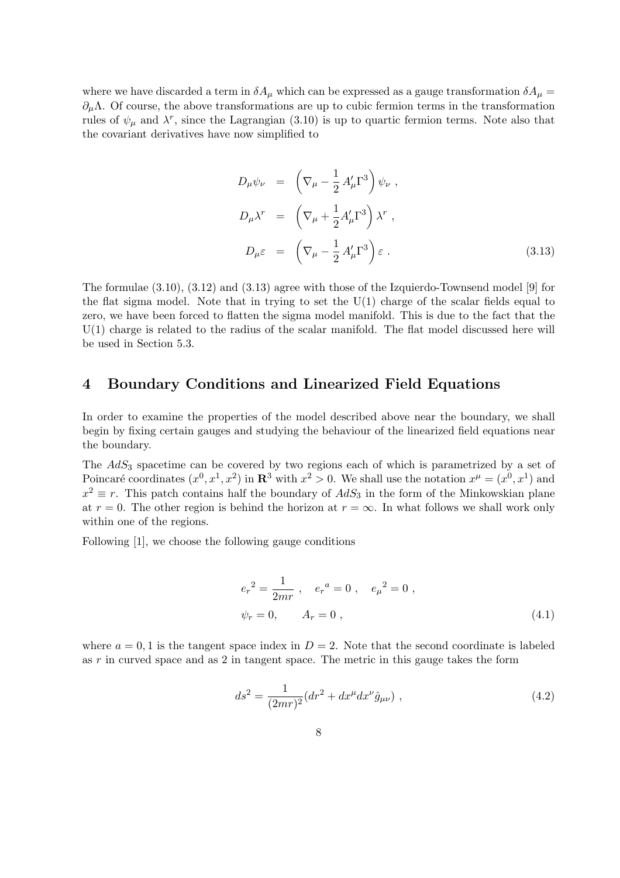where we have discarded a term in $\delta A_\mu$ which can be expressed as a gauge transformation $\delta A_\mu = \partial_\mu \Lambda$. Of course, the above transformations are up to cubic fermion terms in the transformation rules of $\psi_\mu$ and $\lambda^r$, since the Lagrangian (3.10) is up to quartic fermion terms. Note also that the covariant derivatives have now simplified to

$$
\begin{aligned}
D_\mu \psi_\nu &= \left(\nabla_\mu - \frac{1}{2}\, A'_\mu \Gamma^3\right) \psi_\nu \ , \\
D_\mu \lambda^r &= \left(\nabla_\mu + \frac{1}{2} A'_\mu \Gamma^3\right) \lambda^r \ , \\
D_\mu \varepsilon &= \left(\nabla_\mu - \frac{1}{2}\, A'_\mu \Gamma^3\right) \varepsilon \ .
\end{aligned} \tag{3.13}
$$

The formulae (3.10), (3.12) and (3.13) agree with those of the Izquierdo-Townsend model [9] for the flat sigma model. Note that in trying to set the U(1) charge of the scalar fields equal to zero, we have been forced to flatten the sigma model manifold. This is due to the fact that the U(1) charge is related to the radius of the scalar manifold. The flat model discussed here will be used in Section 5.3.

## 4 Boundary Conditions and Linearized Field Equations

In order to examine the properties of the model described above near the boundary, we shall begin by fixing certain gauges and studying the behaviour of the linearized field equations near the boundary.

The $AdS_3$ spacetime can be covered by two regions each of which is parametrized by a set of Poincaré coordinates $(x^0, x^1, x^2)$ in $\mathbf{R}^3$ with $x^2 > 0$. We shall use the notation $x^\mu = (x^0, x^1)$ and $x^2 \equiv r$. This patch contains half the boundary of $AdS_3$ in the form of the Minkowskian plane at $r = 0$. The other region is behind the horizon at $r = \infty$. In what follows we shall work only within one of the regions.

Following [1], we choose the following gauge conditions

$$
\begin{aligned}
& e_r{}^2 = \frac{1}{2mr} \ , \quad e_r{}^a = 0 \ , \quad e_\mu{}^2 = 0 \ , \\
& \psi_r = 0, \qquad A_r = 0 \ ,
\end{aligned} \tag{4.1}
$$

where $a = 0, 1$ is the tangent space index in $D = 2$. Note that the second coordinate is labeled as $r$ in curved space and as 2 in tangent space. The metric in this gauge takes the form

$$
ds^2 = \frac{1}{(2mr)^2}(dr^2 + dx^\mu dx^\nu \hat{g}_{\mu\nu}) \ , \tag{4.2}
$$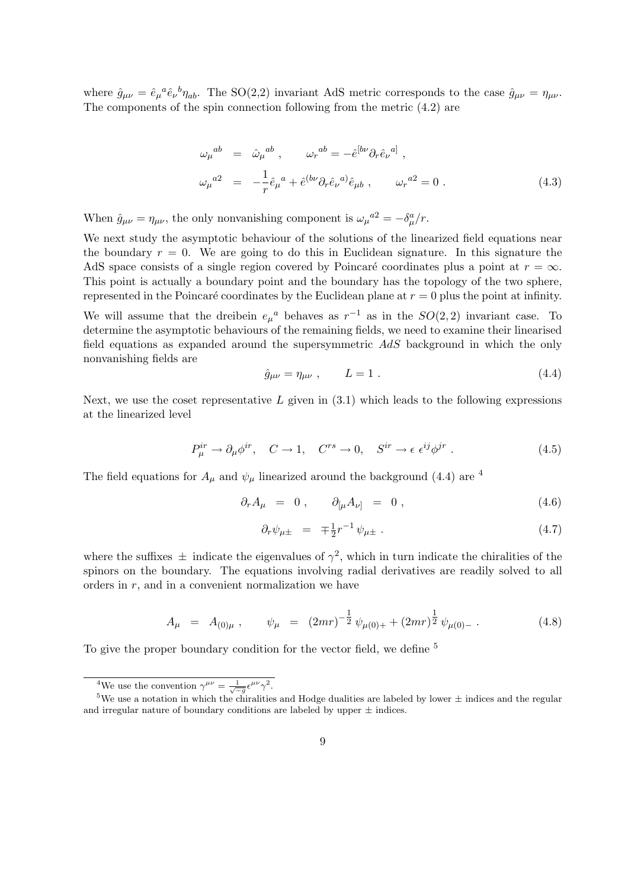where $\hat{g}_{\mu\nu} = \hat{e}_\mu{}^a \hat{e}_\nu{}^b \eta_{ab}$. The SO(2,2) invariant AdS metric corresponds to the case $\hat{g}_{\mu\nu} = \eta_{\mu\nu}$. The components of the spin connection following from the metric (4.2) are

$$
\begin{aligned}
\omega_\mu{}^{ab} &= \hat{\omega}_\mu{}^{ab} , \qquad \omega_r{}^{ab} = -\hat{e}^{[b\nu}\partial_r \hat{e}_\nu{}^{a]} , \\
\omega_\mu{}^{a2} &= -\frac{1}{r}\hat{e}_\mu{}^a + \hat{e}^{(b\nu}\partial_r \hat{e}_\nu{}^{a)}\hat{e}_{\mu b} , \qquad \omega_r{}^{a2} = 0 .
\end{aligned}
\tag{4.3}
$$

When $\hat{g}_{\mu\nu} = \eta_{\mu\nu}$, the only nonvanishing component is $\omega_\mu{}^{a2} = -\delta_\mu^a/r$.

We next study the asymptotic behaviour of the solutions of the linearized field equations near the boundary $r = 0$. We are going to do this in Euclidean signature. In this signature the AdS space consists of a single region covered by Poincaré coordinates plus a point at $r = \infty$. This point is actually a boundary point and the boundary has the topology of the two sphere, represented in the Poincaré coordinates by the Euclidean plane at $r = 0$ plus the point at infinity.

We will assume that the dreibein $e_\mu{}^a$ behaves as $r^{-1}$ as in the $SO(2,2)$ invariant case. To determine the asymptotic behaviours of the remaining fields, we need to examine their linearised field equations as expanded around the supersymmetric $AdS$ background in which the only nonvanishing fields are

$$
\hat{g}_{\mu\nu} = \eta_{\mu\nu} , \qquad L = 1 . \tag{4.4}
$$

Next, we use the coset representative $L$ given in (3.1) which leads to the following expressions at the linearized level

$$
P_\mu^{ir} \to \partial_\mu \phi^{ir}, \quad C \to 1, \quad C^{rs} \to 0, \quad S^{ir} \to \epsilon\, \epsilon^{ij}\phi^{jr} . \tag{4.5}
$$

The field equations for $A_\mu$ and $\psi_\mu$ linearized around the background (4.4) are [4]

$$
\partial_r A_\mu = 0 , \qquad \partial_{[\mu} A_{\nu]} = 0 , \tag{4.6}
$$

$$
\partial_r \psi_{\mu\pm} = \mp\tfrac{1}{2} r^{-1}\, \psi_{\mu\pm} . \tag{4.7}
$$

where the suffixes $\pm$ indicate the eigenvalues of $\gamma^2$, which in turn indicate the chiralities of the spinors on the boundary. The equations involving radial derivatives are readily solved to all orders in $r$, and in a convenient normalization we have

$$
A_\mu = A_{(0)\mu} , \qquad \psi_\mu = (2mr)^{-\frac{1}{2}}\, \psi_{\mu(0)+} + (2mr)^{\frac{1}{2}}\, \psi_{\mu(0)-} . \tag{4.8}
$$

To give the proper boundary condition for the vector field, we define [5]

[4] We use the convention $\gamma^{\mu\nu} = \frac{1}{\sqrt{-g}}\epsilon^{\mu\nu}\gamma^2$.

[5] We use a notation in which the chiralities and Hodge dualities are labeled by lower $\pm$ indices and the regular and irregular nature of boundary conditions are labeled by upper $\pm$ indices.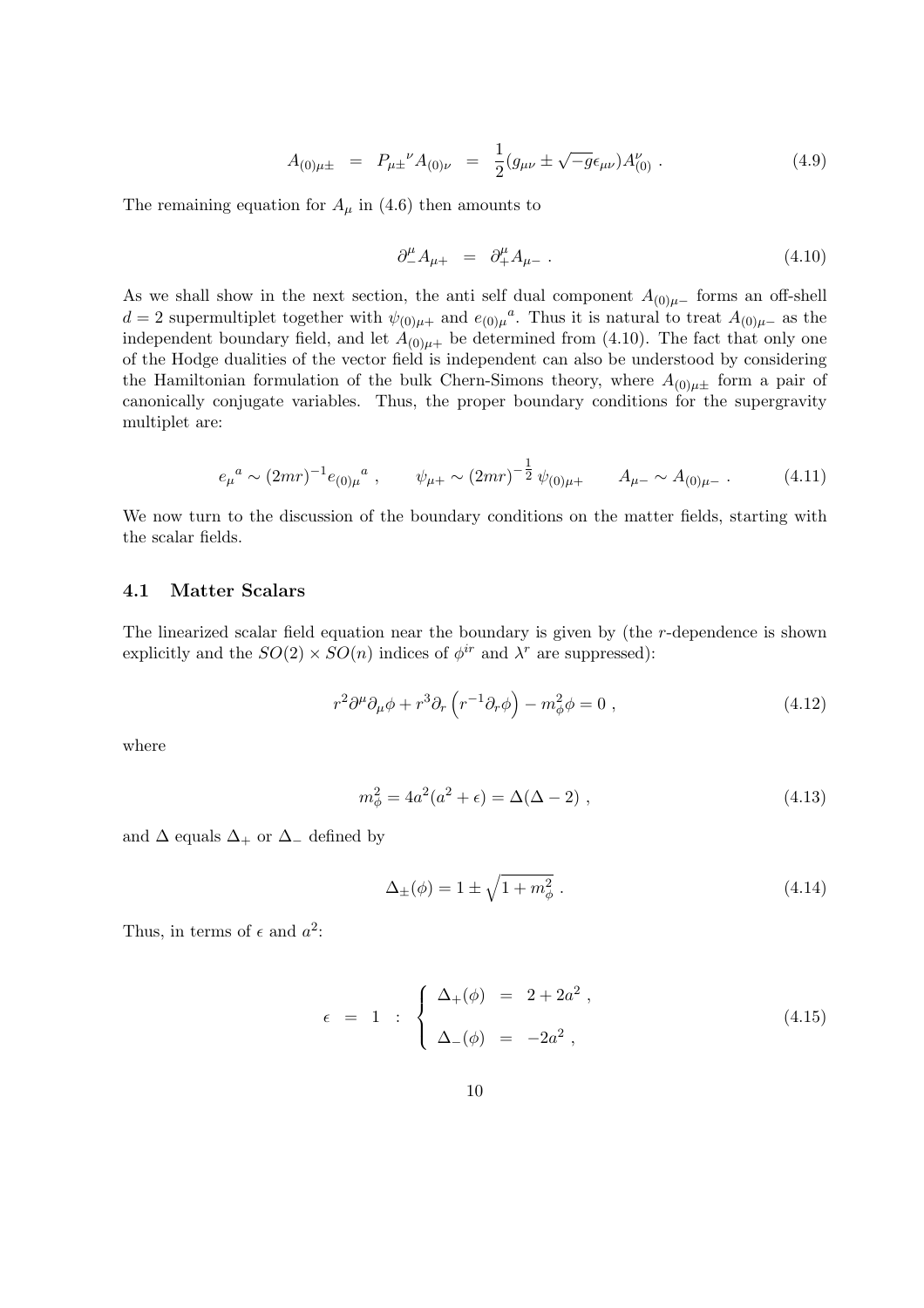$$A_{(0)\mu\pm} \;=\; P_{\mu\pm}{}^{\nu} A_{(0)\nu} \;=\; \frac{1}{2}(g_{\mu\nu} \pm \sqrt{-g}\epsilon_{\mu\nu}) A^{\nu}_{(0)} \; . \tag{4.9}$$

The remaining equation for $A_\mu$ in (4.6) then amounts to

$$\partial^{\mu}_{-} A_{\mu+} \;=\; \partial^{\mu}_{+} A_{\mu-} \; . \tag{4.10}$$

As we shall show in the next section, the anti self dual component $A_{(0)\mu-}$ forms an off-shell $d = 2$ supermultiplet together with $\psi_{(0)\mu+}$ and $e_{(0)\mu}{}^{a}$. Thus it is natural to treat $A_{(0)\mu-}$ as the independent boundary field, and let $A_{(0)\mu+}$ be determined from (4.10). The fact that only one of the Hodge dualities of the vector field is independent can also be understood by considering the Hamiltonian formulation of the bulk Chern-Simons theory, where $A_{(0)\mu\pm}$ form a pair of canonically conjugate variables. Thus, the proper boundary conditions for the supergravity multiplet are:

$$e_{\mu}{}^{a} \sim (2mr)^{-1} e_{(0)\mu}{}^{a} \; , \qquad \psi_{\mu+} \sim (2mr)^{-\frac{1}{2}}\, \psi_{(0)\mu+} \qquad A_{\mu-} \sim A_{(0)\mu-} \; . \tag{4.11}$$

We now turn to the discussion of the boundary conditions on the matter fields, starting with the scalar fields.

### 4.1 Matter Scalars

The linearized scalar field equation near the boundary is given by (the $r$-dependence is shown explicitly and the $SO(2) \times SO(n)$ indices of $\phi^{ir}$ and $\lambda^{r}$ are suppressed):

$$r^2 \partial^{\mu}\partial_{\mu}\phi + r^3 \partial_r \left( r^{-1} \partial_r \phi \right) - m_{\phi}^2 \phi = 0 \; , \tag{4.12}$$

where

$$m_{\phi}^2 = 4a^2(a^2 + \epsilon) = \Delta(\Delta - 2) \; , \tag{4.13}$$

and $\Delta$ equals $\Delta_+$ or $\Delta_-$ defined by

$$\Delta_{\pm}(\phi) = 1 \pm \sqrt{1 + m_{\phi}^2} \; . \tag{4.14}$$

Thus, in terms of $\epsilon$ and $a^2$:

$$\epsilon \;=\; 1 \;\; : \;\; \begin{cases} \Delta_+(\phi) \;=\; 2 + 2a^2 \; , \\ \Delta_-(\phi) \;=\; -2a^2 \; , \end{cases} \tag{4.15}$$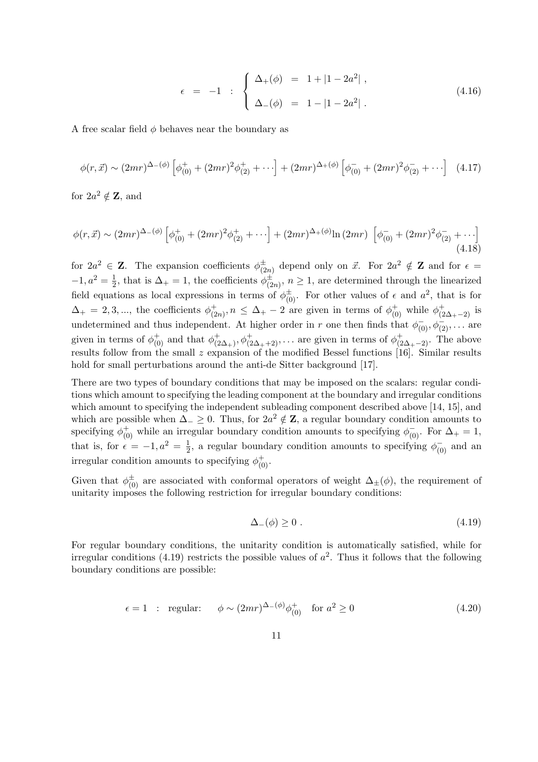$$\epsilon \ = \ -1 \ \ : \ \ \left\{ \begin{array}{lcl} \Delta_+(\phi) & = & 1 + |1 - 2a^2| \ , \\ & & \\ \Delta_-(\phi) & = & 1 - |1 - 2a^2| \ . \end{array} \right. \tag{4.16}$$

A free scalar field $\phi$ behaves near the boundary as

$$\phi(r, \vec{x}) \sim (2mr)^{\Delta_-(\phi)} \left[ \phi^+_{(0)} + (2mr)^2 \phi^+_{(2)} + \cdots \right] + (2mr)^{\Delta_+(\phi)} \left[ \phi^-_{(0)} + (2mr)^2 \phi^-_{(2)} + \cdots \right] \tag{4.17}$$

for $2a^2 \notin \mathbf{Z}$, and

$$\phi(r, \vec{x}) \sim (2mr)^{\Delta_-(\phi)} \left[ \phi^+_{(0)} + (2mr)^2 \phi^+_{(2)} + \cdots \right] + (2mr)^{\Delta_+(\phi)} \ln{(2mr)} \ \left[ \phi^-_{(0)} + (2mr)^2 \phi^-_{(2)} + \cdots \right] \tag{4.18}$$

for $2a^2 \in \mathbf{Z}$. The expansion coefficients $\phi^{\pm}_{(2n)}$ depend only on $\vec{x}$. For $2a^2 \notin \mathbf{Z}$ and for $\epsilon = -1, a^2 = \frac{1}{2}$, that is $\Delta_+ = 1$, the coefficients $\phi^{\pm}_{(2n)}$, $n \geq 1$, are determined through the linearized field equations as local expressions in terms of $\phi^{\pm}_{(0)}$. For other values of $\epsilon$ and $a^2$, that is for $\Delta_+ = 2, 3, ...$, the coefficients $\phi^+_{(2n)}, n \leq \Delta_+ - 2$ are given in terms of $\phi^+_{(0)}$ while $\phi^+_{(2\Delta_+ - 2)}$ is undetermined and thus independent. At higher order in $r$ one then finds that $\phi^-_{(0)}, \phi^-_{(2)}, \ldots$ are given in terms of $\phi^+_{(0)}$ and that $\phi^+_{(2\Delta_+)}, \phi^+_{(2\Delta_+ + 2)}, \ldots$ are given in terms of $\phi^+_{(2\Delta_+ - 2)}$. The above results follow from the small $z$ expansion of the modified Bessel functions [16]. Similar results hold for small perturbations around the anti-de Sitter background [17].

There are two types of boundary conditions that may be imposed on the scalars: regular conditions which amount to specifying the leading component at the boundary and irregular conditions which amount to specifying the independent subleading component described above [14, 15], and which are possible when $\Delta_- \geq 0$. Thus, for $2a^2 \notin \mathbf{Z}$, a regular boundary condition amounts to specifying $\phi^+_{(0)}$ while an irregular boundary condition amounts to specifying $\phi^-_{(0)}$. For $\Delta_+ = 1$, that is, for $\epsilon = -1, a^2 = \frac{1}{2}$, a regular boundary condition amounts to specifying $\phi^-_{(0)}$ and an irregular condition amounts to specifying $\phi^+_{(0)}$.

Given that $\phi^{\pm}_{(0)}$ are associated with conformal operators of weight $\Delta_{\pm}(\phi)$, the requirement of unitarity imposes the following restriction for irregular boundary conditions:

$$\Delta_-(\phi) \geq 0 \ . \tag{4.19}$$

For regular boundary conditions, the unitarity condition is automatically satisfied, while for irregular conditions (4.19) restricts the possible values of $a^2$. Thus it follows that the following boundary conditions are possible:

$$\epsilon = 1 \ \ : \ \ \text{regular:} \qquad \phi \sim (2mr)^{\Delta_-(\phi)} \phi^+_{(0)} \quad \text{for } a^2 \geq 0 \tag{4.20}$$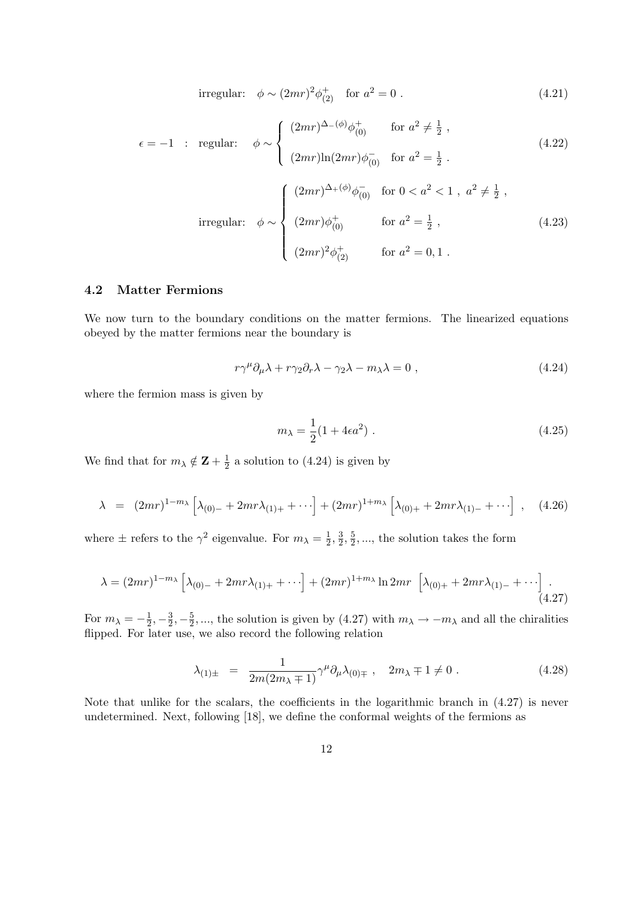$$\text{irregular:} \quad \phi \sim (2mr)^2 \phi^+_{(2)} \quad \text{for } a^2 = 0 \; . \tag{4.21}$$

$$\epsilon = -1 \quad : \quad \text{regular:} \quad \phi \sim \begin{cases} (2mr)^{\Delta_-(\phi)} \phi^+_{(0)} & \text{for } a^2 \neq \frac{1}{2} \; , \\ (2mr)\ln(2mr) \phi^-_{(0)} & \text{for } a^2 = \frac{1}{2} \; . \end{cases} \tag{4.22}$$

$$\text{irregular:} \quad \phi \sim \begin{cases} (2mr)^{\Delta_+(\phi)} \phi^-_{(0)} & \text{for } 0 < a^2 < 1 \; , \; a^2 \neq \frac{1}{2} \; , \\ (2mr) \phi^+_{(0)} & \text{for } a^2 = \frac{1}{2} \; , \\ (2mr)^2 \phi^+_{(2)} & \text{for } a^2 = 0, 1 \; . \end{cases} \tag{4.23}$$

### 4.2 Matter Fermions

We now turn to the boundary conditions on the matter fermions. The linearized equations obeyed by the matter fermions near the boundary is

$$r\gamma^\mu \partial_\mu \lambda + r\gamma_2 \partial_r \lambda - \gamma_2 \lambda - m_\lambda \lambda = 0 \; , \tag{4.24}$$

where the fermion mass is given by

$$m_\lambda = \frac{1}{2}(1 + 4\epsilon a^2) \; . \tag{4.25}$$

We find that for $m_\lambda \notin \mathbf{Z} + \frac{1}{2}$ a solution to (4.24) is given by

$$\lambda \;\; = \;\; (2mr)^{1-m_\lambda} \left[ \lambda_{(0)-} + 2mr\lambda_{(1)+} + \cdots \right] + (2mr)^{1+m_\lambda} \left[ \lambda_{(0)+} + 2mr\lambda_{(1)-} + \cdots \right] \; , \tag{4.26}$$

where $\pm$ refers to the $\gamma^2$ eigenvalue. For $m_\lambda = \frac{1}{2}, \frac{3}{2}, \frac{5}{2}, ...$, the solution takes the form

$$\lambda = (2mr)^{1-m_\lambda} \left[ \lambda_{(0)-} + 2mr\lambda_{(1)+} + \cdots \right] + (2mr)^{1+m_\lambda} \ln 2mr \; \left[ \lambda_{(0)+} + 2mr\lambda_{(1)-} + \cdots \right] \; . \tag{4.27}$$

For $m_\lambda = -\frac{1}{2}, -\frac{3}{2}, -\frac{5}{2}, ...$, the solution is given by (4.27) with $m_\lambda \to -m_\lambda$ and all the chiralities flipped. For later use, we also record the following relation

$$\lambda_{(1)\pm} \;\; = \;\; \frac{1}{2m(2m_\lambda \mp 1)} \gamma^\mu \partial_\mu \lambda_{(0)\mp} \; , \quad 2m_\lambda \mp 1 \neq 0 \; . \tag{4.28}$$

Note that unlike for the scalars, the coefficients in the logarithmic branch in (4.27) is never undetermined. Next, following [18], we define the conformal weights of the fermions as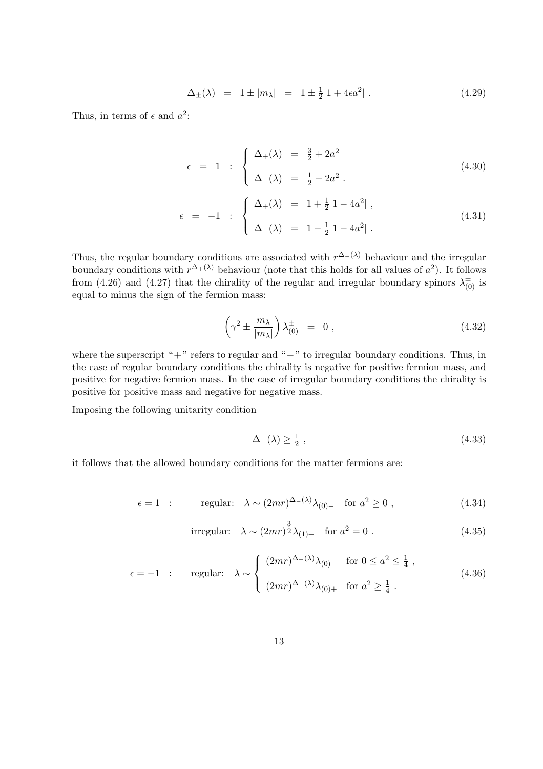$$\Delta_{\pm}(\lambda) \;\; = \;\; 1 \pm |m_\lambda| \;\; = \;\; 1 \pm \tfrac{1}{2}|1 + 4\epsilon a^2| \; . \tag{4.29}$$

Thus, in terms of $\epsilon$ and $a^2$:

$$\epsilon \;=\; 1 \;\;:\;\; \left\{ \begin{array}{lcl} \Delta_+(\lambda) & = & \tfrac{3}{2} + 2a^2 \\[2mm] \Delta_-(\lambda) & = & \tfrac{1}{2} - 2a^2 \; . \end{array} \right. \tag{4.30}$$

$$\epsilon \;=\; -1 \;\;:\;\; \left\{ \begin{array}{lcl} \Delta_+(\lambda) & = & 1 + \tfrac{1}{2}|1 - 4a^2| \; , \\[2mm] \Delta_-(\lambda) & = & 1 - \tfrac{1}{2}|1 - 4a^2| \; . \end{array} \right. \tag{4.31}$$

Thus, the regular boundary conditions are associated with $r^{\Delta_-(\lambda)}$ behaviour and the irregular boundary conditions with $r^{\Delta_+(\lambda)}$ behaviour (note that this holds for all values of $a^2$). It follows from (4.26) and (4.27) that the chirality of the regular and irregular boundary spinors $\lambda^{\pm}_{(0)}$ is equal to minus the sign of the fermion mass:

$$\left( \gamma^2 \pm \frac{m_\lambda}{|m_\lambda|} \right) \lambda^{\pm}_{(0)} \;\; = \;\; 0 \; , \tag{4.32}$$

where the superscript "+" refers to regular and "−" to irregular boundary conditions. Thus, in the case of regular boundary conditions the chirality is negative for positive fermion mass, and positive for negative fermion mass. In the case of irregular boundary conditions the chirality is positive for positive mass and negative for negative mass.

Imposing the following unitarity condition

$$\Delta_-(\lambda) \geq \tfrac{1}{2} \; , \tag{4.33}$$

it follows that the allowed boundary conditions for the matter fermions are:

$$\epsilon = 1 \;\;: \qquad \text{regular:} \quad \lambda \sim (2mr)^{\Delta_-(\lambda)} \lambda_{(0)-} \quad \text{for } a^2 \geq 0 \; , \tag{4.34}$$

$$\text{irregular:} \quad \lambda \sim (2mr)^{\frac{3}{2}} \lambda_{(1)+} \quad \text{for } a^2 = 0 \; . \tag{4.35}$$

$$\epsilon = -1 \;\;: \qquad \text{regular:} \quad \lambda \sim \left\{ \begin{array}{ll} (2mr)^{\Delta_-(\lambda)} \lambda_{(0)-} & \text{for } 0 \leq a^2 \leq \tfrac{1}{4} \; , \\[2mm] (2mr)^{\Delta_-(\lambda)} \lambda_{(0)+} & \text{for } a^2 \geq \tfrac{1}{4} \; . \end{array} \right. \tag{4.36}$$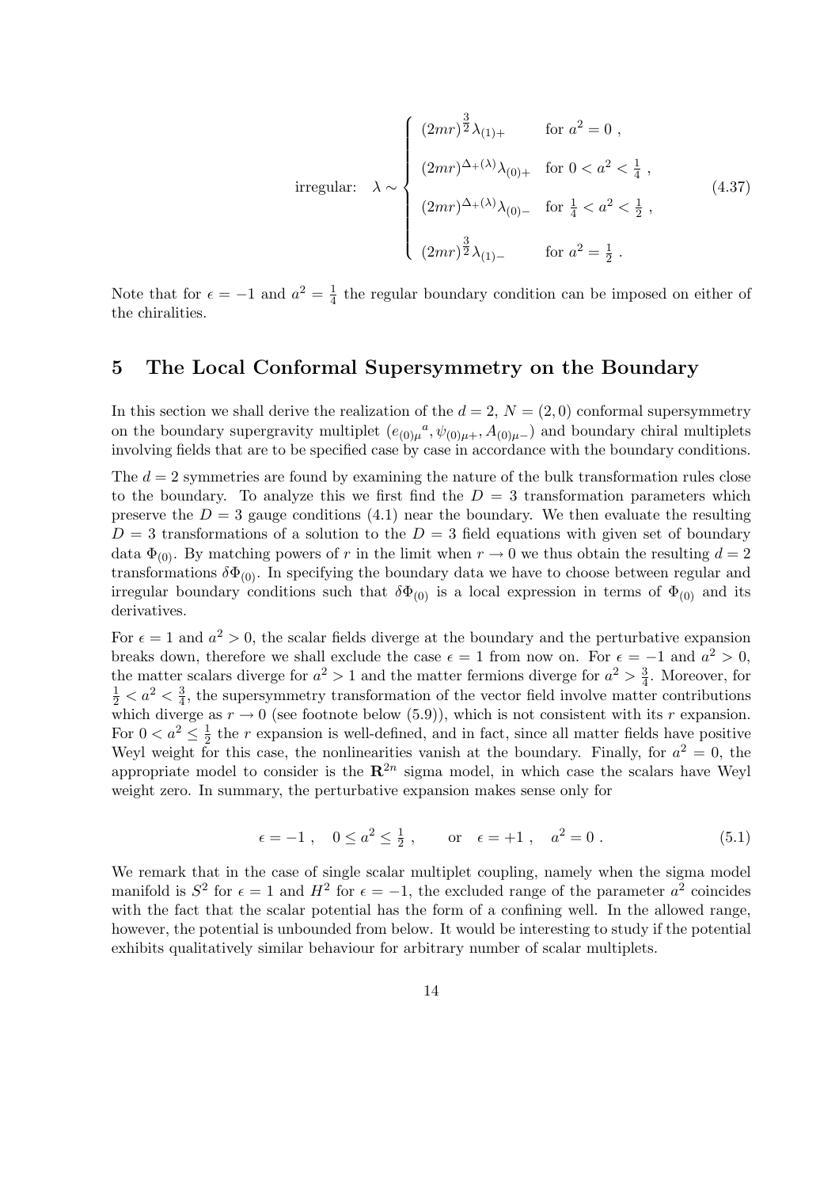$$
\text{irregular:} \quad \lambda \sim \begin{cases} (2mr)^{\frac{3}{2}} \lambda_{(1)+} & \text{for } a^2 = 0 \; , \\ (2mr)^{\Delta_+(\lambda)} \lambda_{(0)+} & \text{for } 0 < a^2 < \frac{1}{4} \; , \\ (2mr)^{\Delta_+(\lambda)} \lambda_{(0)-} & \text{for } \frac{1}{4} < a^2 < \frac{1}{2} \; , \\ (2mr)^{\frac{3}{2}} \lambda_{(1)-} & \text{for } a^2 = \frac{1}{2} \; . \end{cases} \tag{4.37}
$$

Note that for $\epsilon = -1$ and $a^2 = \frac{1}{4}$ the regular boundary condition can be imposed on either of the chiralities.

## 5 The Local Conformal Supersymmetry on the Boundary

In this section we shall derive the realization of the $d = 2$, $N = (2, 0)$ conformal supersymmetry on the boundary supergravity multiplet $(e_{(0)\mu}{}^a, \psi_{(0)\mu+}, A_{(0)\mu-})$ and boundary chiral multiplets involving fields that are to be specified case by case in accordance with the boundary conditions.

The $d = 2$ symmetries are found by examining the nature of the bulk transformation rules close to the boundary. To analyze this we first find the $D = 3$ transformation parameters which preserve the $D = 3$ gauge conditions (4.1) near the boundary. We then evaluate the resulting $D = 3$ transformations of a solution to the $D = 3$ field equations with given set of boundary data $\Phi_{(0)}$. By matching powers of $r$ in the limit when $r \to 0$ we thus obtain the resulting $d = 2$ transformations $\delta\Phi_{(0)}$. In specifying the boundary data we have to choose between regular and irregular boundary conditions such that $\delta\Phi_{(0)}$ is a local expression in terms of $\Phi_{(0)}$ and its derivatives.

For $\epsilon = 1$ and $a^2 > 0$, the scalar fields diverge at the boundary and the perturbative expansion breaks down, therefore we shall exclude the case $\epsilon = 1$ from now on. For $\epsilon = -1$ and $a^2 > 0$, the matter scalars diverge for $a^2 > 1$ and the matter fermions diverge for $a^2 > \frac{3}{4}$. Moreover, for $\frac{1}{2} < a^2 < \frac{3}{4}$, the supersymmetry transformation of the vector field involve matter contributions which diverge as $r \to 0$ (see footnote below (5.9)), which is not consistent with its $r$ expansion. For $0 < a^2 \leq \frac{1}{2}$ the $r$ expansion is well-defined, and in fact, since all matter fields have positive Weyl weight for this case, the nonlinearities vanish at the boundary. Finally, for $a^2 = 0$, the appropriate model to consider is the $\mathbf{R}^{2n}$ sigma model, in which case the scalars have Weyl weight zero. In summary, the perturbative expansion makes sense only for

$$
\epsilon = -1 \; , \quad 0 \leq a^2 \leq \tfrac{1}{2} \; , \qquad \text{or} \quad \epsilon = +1 \; , \quad a^2 = 0 \; . \tag{5.1}
$$

We remark that in the case of single scalar multiplet coupling, namely when the sigma model manifold is $S^2$ for $\epsilon = 1$ and $H^2$ for $\epsilon = -1$, the excluded range of the parameter $a^2$ coincides with the fact that the scalar potential has the form of a confining well. In the allowed range, however, the potential is unbounded from below. It would be interesting to study if the potential exhibits qualitatively similar behaviour for arbitrary number of scalar multiplets.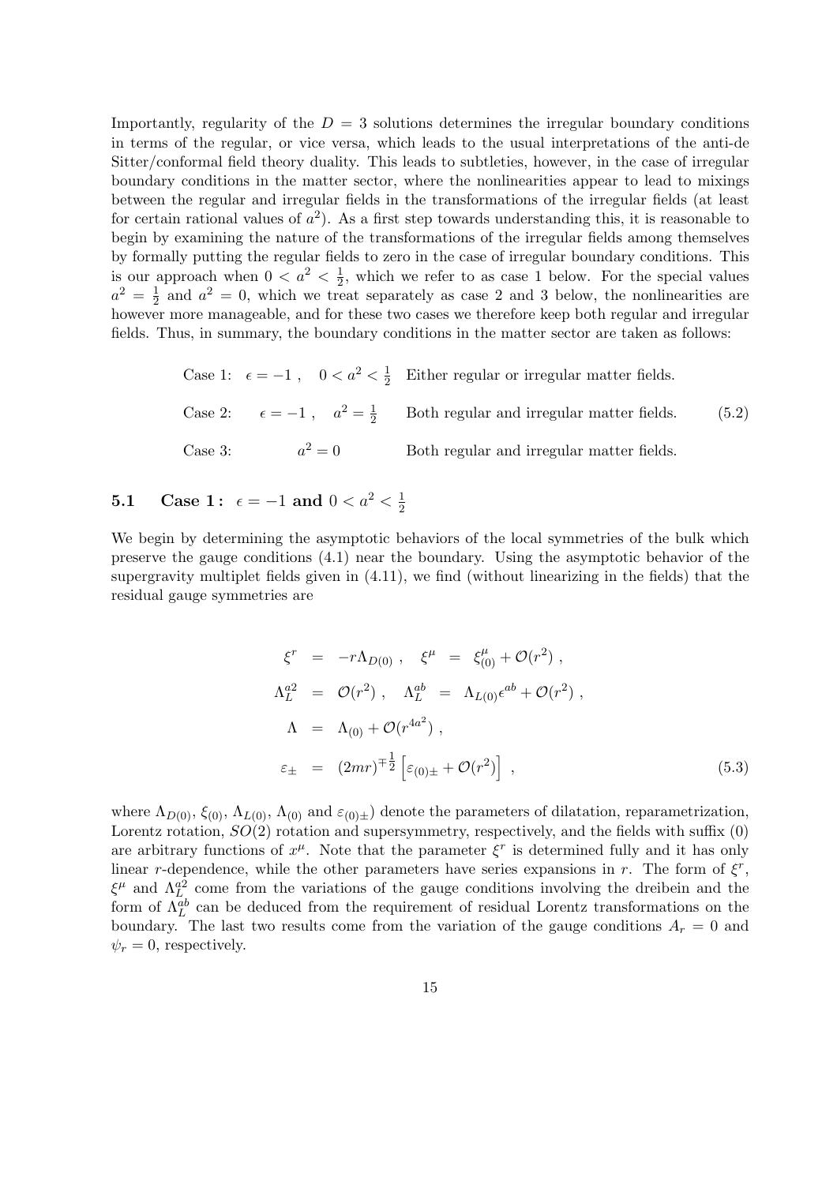Importantly, regularity of the $D = 3$ solutions determines the irregular boundary conditions in terms of the regular, or vice versa, which leads to the usual interpretations of the anti-de Sitter/conformal field theory duality. This leads to subtleties, however, in the case of irregular boundary conditions in the matter sector, where the nonlinearities appear to lead to mixings between the regular and irregular fields in the transformations of the irregular fields (at least for certain rational values of $a^2$). As a first step towards understanding this, it is reasonable to begin by examining the nature of the transformations of the irregular fields among themselves by formally putting the regular fields to zero in the case of irregular boundary conditions. This is our approach when $0 < a^2 < \frac{1}{2}$, which we refer to as case 1 below. For the special values $a^2 = \frac{1}{2}$ and $a^2 = 0$, which we treat separately as case 2 and 3 below, the nonlinearities are however more manageable, and for these two cases we therefore keep both regular and irregular fields. Thus, in summary, the boundary conditions in the matter sector are taken as follows:

$$
\begin{array}{lll}
\text{Case 1:} \;\; \epsilon = -1 \, , \quad 0 < a^2 < \frac{1}{2} & \text{Either regular or irregular matter fields.} & \\[6pt]
\text{Case 2:} \quad\;\; \epsilon = -1 \, , \quad a^2 = \frac{1}{2} & \text{Both regular and irregular matter fields.} & (5.2) \\[6pt]
\text{Case 3:} \qquad\qquad\; a^2 = 0 & \text{Both regular and irregular matter fields.} &
\end{array}
$$

### 5.1 Case 1 : $\epsilon = -1$ and $0 < a^2 < \frac{1}{2}$

We begin by determining the asymptotic behaviors of the local symmetries of the bulk which preserve the gauge conditions (4.1) near the boundary. Using the asymptotic behavior of the supergravity multiplet fields given in (4.11), we find (without linearizing in the fields) that the residual gauge symmetries are

$$
\begin{aligned}
\xi^r &= -r\Lambda_{D(0)} \; , \quad \xi^\mu \;=\; \xi^\mu_{(0)} + \mathcal{O}(r^2) \; , \\
\Lambda_L^{a2} &= \mathcal{O}(r^2) \; , \quad \Lambda_L^{ab} \;=\; \Lambda_{L(0)}\epsilon^{ab} + \mathcal{O}(r^2) \; , \\
\Lambda &= \Lambda_{(0)} + \mathcal{O}(r^{4a^2}) \; , \\
\varepsilon_\pm &= (2mr)^{\mp\frac{1}{2}} \left[ \varepsilon_{(0)\pm} + \mathcal{O}(r^2) \right] \; ,
\end{aligned} \tag{5.3}
$$

where $\Lambda_{D(0)}$, $\xi_{(0)}$, $\Lambda_{L(0)}$, $\Lambda_{(0)}$ and $\varepsilon_{(0)\pm}$) denote the parameters of dilatation, reparametrization, Lorentz rotation, $SO(2)$ rotation and supersymmetry, respectively, and the fields with suffix (0) are arbitrary functions of $x^\mu$. Note that the parameter $\xi^r$ is determined fully and it has only linear $r$-dependence, while the other parameters have series expansions in $r$. The form of $\xi^r$, $\xi^\mu$ and $\Lambda_L^{a2}$ come from the variations of the gauge conditions involving the dreibein and the form of $\Lambda_L^{ab}$ can be deduced from the requirement of residual Lorentz transformations on the boundary. The last two results come from the variation of the gauge conditions $A_r = 0$ and $\psi_r = 0$, respectively.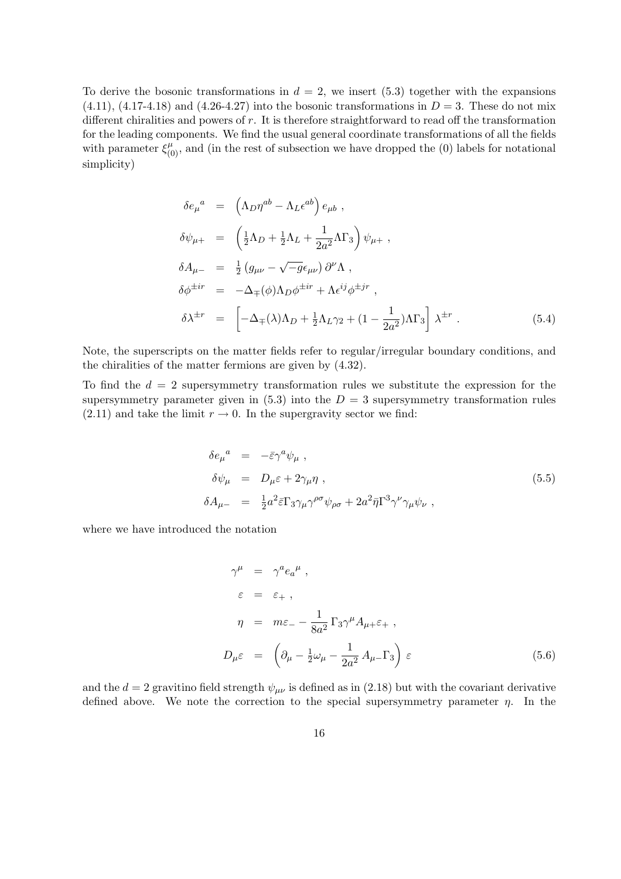To derive the bosonic transformations in $d = 2$, we insert (5.3) together with the expansions (4.11), (4.17-4.18) and (4.26-4.27) into the bosonic transformations in $D = 3$. These do not mix different chiralities and powers of $r$. It is therefore straightforward to read off the transformation for the leading components. We find the usual general coordinate transformations of all the fields with parameter $\xi^{\mu}_{(0)}$, and (in the rest of subsection we have dropped the (0) labels for notational simplicity)

$$
\begin{aligned}
\delta e_{\mu}{}^{a} &= \left(\Lambda_D \eta^{ab} - \Lambda_L \epsilon^{ab}\right) e_{\mu b} \,, \\
\delta \psi_{\mu +} &= \left(\tfrac{1}{2}\Lambda_D + \tfrac{1}{2}\Lambda_L + \frac{1}{2a^2}\Lambda \Gamma_3\right) \psi_{\mu +} \,, \\
\delta A_{\mu -} &= \tfrac{1}{2}\left(g_{\mu\nu} - \sqrt{-g}\epsilon_{\mu\nu}\right) \partial^{\nu} \Lambda \,, \\
\delta \phi^{\pm ir} &= -\Delta_{\mp}(\phi) \Lambda_D \phi^{\pm ir} + \Lambda \epsilon^{ij} \phi^{\pm jr} \,, \\
\delta \lambda^{\pm r} &= \left[-\Delta_{\mp}(\lambda)\Lambda_D + \tfrac{1}{2}\Lambda_L \gamma_2 + (1 - \frac{1}{2a^2})\Lambda \Gamma_3\right] \lambda^{\pm r} \,.
\end{aligned}
\tag{5.4}
$$

Note, the superscripts on the matter fields refer to regular/irregular boundary conditions, and the chiralities of the matter fermions are given by (4.32).

To find the $d = 2$ supersymmetry transformation rules we substitute the expression for the supersymmetry parameter given in (5.3) into the $D = 3$ supersymmetry transformation rules (2.11) and take the limit $r \to 0$. In the supergravity sector we find:

$$
\begin{aligned}
\delta e_{\mu}{}^{a} &= -\bar{\varepsilon}\gamma^{a}\psi_{\mu} \,, \\
\delta \psi_{\mu} &= D_{\mu}\varepsilon + 2\gamma_{\mu}\eta \,, \\
\delta A_{\mu -} &= \tfrac{1}{2}a^2 \bar{\varepsilon}\Gamma_3 \gamma_{\mu}\gamma^{\rho\sigma}\psi_{\rho\sigma} + 2a^2 \bar{\eta}\Gamma^3 \gamma^{\nu}\gamma_{\mu}\psi_{\nu} \,,
\end{aligned}
\tag{5.5}
$$

where we have introduced the notation

$$
\begin{aligned}
\gamma^{\mu} &= \gamma^{a} e_{a}{}^{\mu} \,, \\
\varepsilon &= \varepsilon_{+} \,, \\
\eta &= m\varepsilon_{-} - \frac{1}{8a^2}\,\Gamma_3 \gamma^{\mu} A_{\mu +}\varepsilon_{+} \,, \\
D_{\mu}\varepsilon &= \left(\partial_{\mu} - \tfrac{1}{2}\omega_{\mu} - \frac{1}{2a^2}\,A_{\mu -}\Gamma_3\right)\varepsilon
\end{aligned}
\tag{5.6}
$$

and the $d = 2$ gravitino field strength $\psi_{\mu\nu}$ is defined as in (2.18) but with the covariant derivative defined above. We note the correction to the special supersymmetry parameter $\eta$. In the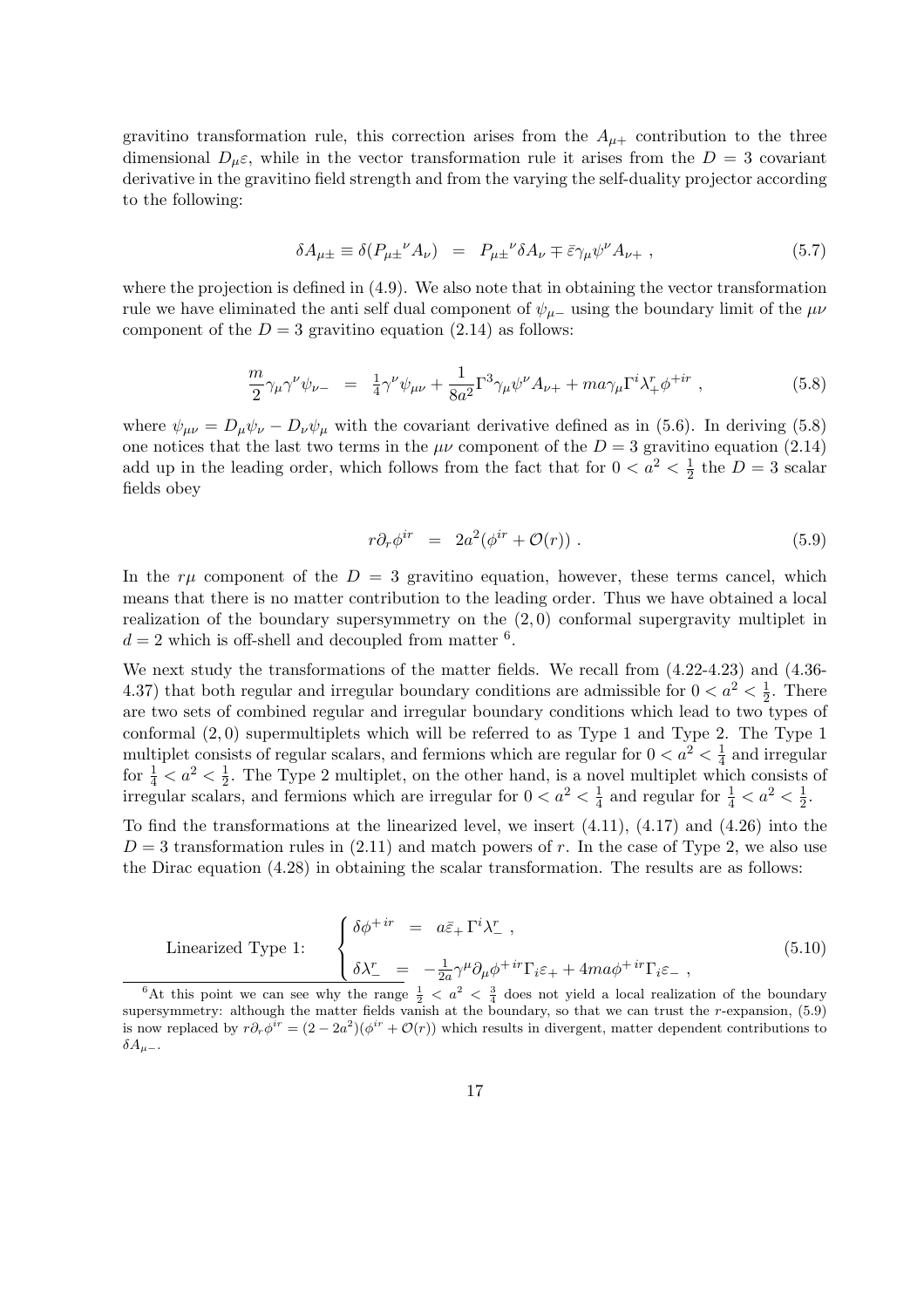gravitino transformation rule, this correction arises from the $A_{\mu+}$ contribution to the three dimensional $D_\mu\varepsilon$, while in the vector transformation rule it arises from the $D = 3$ covariant derivative in the gravitino field strength and from the varying the self-duality projector according to the following:

$$\delta A_{\mu\pm} \equiv \delta(P_{\mu\pm}{}^\nu A_\nu) \;\; = \;\; P_{\mu\pm}{}^\nu \delta A_\nu \mp \bar{\varepsilon}\gamma_\mu\psi^\nu A_{\nu+} \ , \tag{5.7}$$

where the projection is defined in (4.9). We also note that in obtaining the vector transformation rule we have eliminated the anti self dual component of $\psi_{\mu-}$ using the boundary limit of the $\mu\nu$ component of the $D = 3$ gravitino equation (2.14) as follows:

$$\frac{m}{2}\gamma_\mu\gamma^\nu\psi_{\nu-} \;\; = \;\; \tfrac{1}{4}\gamma^\nu\psi_{\mu\nu} + \frac{1}{8a^2}\Gamma^3\gamma_\mu\psi^\nu A_{\nu+} + ma\gamma_\mu\Gamma^i\lambda_+^r\phi^{+ir} \ , \tag{5.8}$$

where $\psi_{\mu\nu} = D_\mu\psi_\nu - D_\nu\psi_\mu$ with the covariant derivative defined as in (5.6). In deriving (5.8) one notices that the last two terms in the $\mu\nu$ component of the $D = 3$ gravitino equation (2.14) add up in the leading order, which follows from the fact that for $0 < a^2 < \frac{1}{2}$ the $D = 3$ scalar fields obey

$$r\partial_r\phi^{ir} \;\; = \;\; 2a^2(\phi^{ir} + \mathcal{O}(r)) \ . \tag{5.9}$$

In the $r\mu$ component of the $D = 3$ gravitino equation, however, these terms cancel, which means that there is no matter contribution to the leading order. Thus we have obtained a local realization of the boundary supersymmetry on the $(2,0)$ conformal supergravity multiplet in $d = 2$ which is off-shell and decoupled from matter [6].

We next study the transformations of the matter fields. We recall from (4.22-4.23) and (4.36-4.37) that both regular and irregular boundary conditions are admissible for $0 < a^2 < \frac{1}{2}$. There are two sets of combined regular and irregular boundary conditions which lead to two types of conformal $(2,0)$ supermultiplets which will be referred to as Type 1 and Type 2. The Type 1 multiplet consists of regular scalars, and fermions which are regular for $0 < a^2 < \frac{1}{4}$ and irregular for $\frac{1}{4} < a^2 < \frac{1}{2}$. The Type 2 multiplet, on the other hand, is a novel multiplet which consists of irregular scalars, and fermions which are irregular for $0 < a^2 < \frac{1}{4}$ and regular for $\frac{1}{4} < a^2 < \frac{1}{2}$.

To find the transformations at the linearized level, we insert (4.11), (4.17) and (4.26) into the $D = 3$ transformation rules in (2.11) and match powers of $r$. In the case of Type 2, we also use the Dirac equation (4.28) in obtaining the scalar transformation. The results are as follows:

$$\text{Linearized Type 1:} \quad \begin{cases} \delta\phi^{+ir} \;\; = \;\; a\bar{\varepsilon}_+\Gamma^i\lambda_-^r \ , \\ \delta\lambda_-^r \;\; = \;\; -\frac{1}{2a}\gamma^\mu\partial_\mu\phi^{+ir}\Gamma_i\varepsilon_+ + 4ma\phi^{+ir}\Gamma_i\varepsilon_- \ , \end{cases} \tag{5.10}$$

[6] At this point we can see why the range $\frac{1}{2} < a^2 < \frac{3}{4}$ does not yield a local realization of the boundary supersymmetry: although the matter fields vanish at the boundary, so that we can trust the $r$-expansion, (5.9) is now replaced by $r\partial_r\phi^{ir} = (2 - 2a^2)(\phi^{ir} + \mathcal{O}(r))$ which results in divergent, matter dependent contributions to $\delta A_{\mu-}$.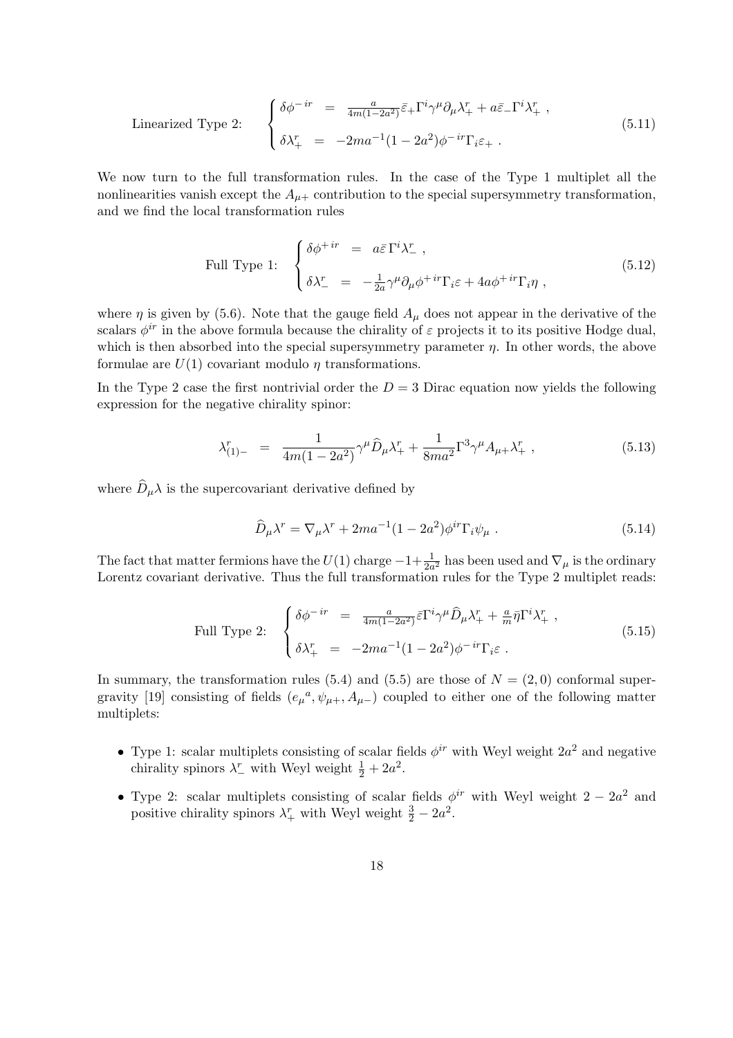$$
\text{Linearized Type 2:} \qquad \begin{cases} \delta\phi^{-\,ir} &= \frac{a}{4m(1-2a^2)}\bar{\varepsilon}_+\Gamma^i\gamma^\mu\partial_\mu\lambda^r_+ + a\bar{\varepsilon}_-\Gamma^i\lambda^r_+ \ , \\[2mm] \delta\lambda^r_+ &= -2ma^{-1}(1-2a^2)\phi^{-\,ir}\Gamma_i\varepsilon_+ \ . \end{cases} \tag{5.11}
$$

We now turn to the full transformation rules. In the case of the Type 1 multiplet all the nonlinearities vanish except the $A_{\mu+}$ contribution to the special supersymmetry transformation, and we find the local transformation rules

$$
\text{Full Type 1:} \quad \begin{cases} \delta\phi^{+\,ir} &= a\bar{\varepsilon}\,\Gamma^i\lambda^r_- \ , \\[2mm] \delta\lambda^r_- &= -\frac{1}{2a}\gamma^\mu\partial_\mu\phi^{+\,ir}\Gamma_i\varepsilon + 4a\phi^{+\,ir}\Gamma_i\eta \ , \end{cases} \tag{5.12}
$$

where $\eta$ is given by (5.6). Note that the gauge field $A_\mu$ does not appear in the derivative of the scalars $\phi^{ir}$ in the above formula because the chirality of $\varepsilon$ projects it to its positive Hodge dual, which is then absorbed into the special supersymmetry parameter $\eta$. In other words, the above formulae are $U(1)$ covariant modulo $\eta$ transformations.

In the Type 2 case the first nontrivial order the $D=3$ Dirac equation now yields the following expression for the negative chirality spinor:

$$
\lambda^r_{(1)-} \;=\; \frac{1}{4m(1-2a^2)}\gamma^\mu\widehat{D}_\mu\lambda^r_+ + \frac{1}{8ma^2}\Gamma^3\gamma^\mu A_{\mu+}\lambda^r_+ \ , \tag{5.13}
$$

where $\widehat{D}_\mu\lambda$ is the supercovariant derivative defined by

$$
\widehat{D}_\mu\lambda^r = \nabla_\mu\lambda^r + 2ma^{-1}(1-2a^2)\phi^{ir}\Gamma_i\psi_\mu \ . \tag{5.14}
$$

The fact that matter fermions have the $U(1)$ charge $-1+\frac{1}{2a^2}$ has been used and $\nabla_\mu$ is the ordinary Lorentz covariant derivative. Thus the full transformation rules for the Type 2 multiplet reads:

$$
\text{Full Type 2:} \quad \begin{cases} \delta\phi^{-\,ir} &= \frac{a}{4m(1-2a^2)}\bar{\varepsilon}\Gamma^i\gamma^\mu\widehat{D}_\mu\lambda^r_+ + \frac{a}{m}\bar{\eta}\Gamma^i\lambda^r_+ \ , \\[2mm] \delta\lambda^r_+ &= -2ma^{-1}(1-2a^2)\phi^{-\,ir}\Gamma_i\varepsilon \ . \end{cases} \tag{5.15}
$$

In summary, the transformation rules (5.4) and (5.5) are those of $N=(2,0)$ conformal supergravity [19] consisting of fields $(e_\mu{}^a, \psi_{\mu+}, A_{\mu-})$ coupled to either one of the following matter multiplets:

- Type 1: scalar multiplets consisting of scalar fields $\phi^{ir}$ with Weyl weight $2a^2$ and negative chirality spinors $\lambda^r_-$ with Weyl weight $\frac{1}{2}+2a^2$.
- Type 2: scalar multiplets consisting of scalar fields $\phi^{ir}$ with Weyl weight $2-2a^2$ and positive chirality spinors $\lambda^r_+$ with Weyl weight $\frac{3}{2}-2a^2$.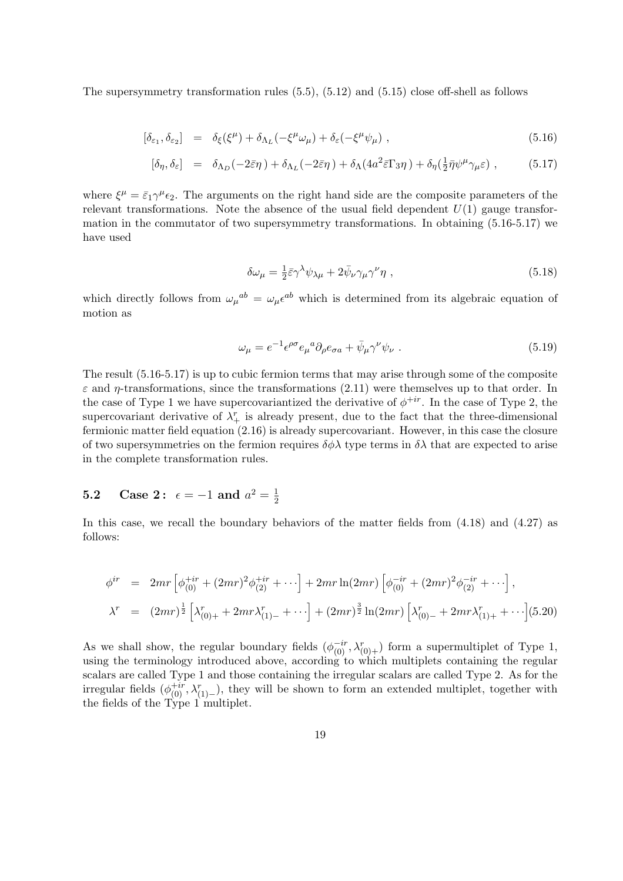The supersymmetry transformation rules (5.5), (5.12) and (5.15) close off-shell as follows

$$
\begin{aligned}
[\delta_{\varepsilon_1}, \delta_{\varepsilon_2}] &= \delta_\xi(\xi^\mu) + \delta_{\Lambda_L}(-\xi^\mu \omega_\mu) + \delta_\varepsilon(-\xi^\mu \psi_\mu) \,, &(5.16)\\
[\delta_\eta, \delta_\varepsilon] &= \delta_{\Lambda_D}(-2\bar{\varepsilon}\eta) + \delta_{\Lambda_L}(-2\bar{\varepsilon}\eta) + \delta_\Lambda(4a^2\bar{\varepsilon}\Gamma_3\eta) + \delta_\eta(\tfrac{1}{2}\bar{\eta}\psi^\mu\gamma_\mu\varepsilon) \,, &(5.17)
\end{aligned}
$$

where $\xi^\mu = \bar{\varepsilon}_1\gamma^\mu\epsilon_2$. The arguments on the right hand side are the composite parameters of the relevant transformations. Note the absence of the usual field dependent $U(1)$ gauge transformation in the commutator of two supersymmetry transformations. In obtaining (5.16-5.17) we have used

$$
\delta\omega_\mu = \tfrac{1}{2}\bar{\varepsilon}\gamma^\lambda\psi_{\lambda\mu} + 2\bar{\psi}_\nu\gamma_\mu\gamma^\nu\eta \,, \tag{5.18}
$$

which directly follows from $\omega_\mu{}^{ab} = \omega_\mu\epsilon^{ab}$ which is determined from its algebraic equation of motion as

$$
\omega_\mu = e^{-1}\epsilon^{\rho\sigma}e_\mu{}^a\partial_\rho e_{\sigma a} + \bar{\psi}_\mu\gamma^\nu\psi_\nu \,. \tag{5.19}
$$

The result (5.16-5.17) is up to cubic fermion terms that may arise through some of the composite $\varepsilon$ and $\eta$-transformations, since the transformations (2.11) were themselves up to that order. In the case of Type 1 we have supercovariantized the derivative of $\phi^{+ir}$. In the case of Type 2, the supercovariant derivative of $\lambda_+^r$ is already present, due to the fact that the three-dimensional fermionic matter field equation (2.16) is already supercovariant. However, in this case the closure of two supersymmetries on the fermion requires $\delta\phi\lambda$ type terms in $\delta\lambda$ that are expected to arise in the complete transformation rules.

### 5.2 Case 2 : $\epsilon = -1$ and $a^2 = \frac{1}{2}$

In this case, we recall the boundary behaviors of the matter fields from (4.18) and (4.27) as follows:

$$
\begin{aligned}
\phi^{ir} &= 2mr\left[\phi_{(0)}^{+ir} + (2mr)^2\phi_{(2)}^{+ir} + \cdots\right] + 2mr\ln(2mr)\left[\phi_{(0)}^{-ir} + (2mr)^2\phi_{(2)}^{-ir} + \cdots\right], \\
\lambda^r &= (2mr)^{\frac{1}{2}}\left[\lambda_{(0)+}^r + 2mr\lambda_{(1)-}^r + \cdots\right] + (2mr)^{\frac{3}{2}}\ln(2mr)\left[\lambda_{(0)-}^r + 2mr\lambda_{(1)+}^r + \cdots\right] \qquad (5.20)
\end{aligned}
$$

As we shall show, the regular boundary fields $(\phi_{(0)}^{-ir}, \lambda_{(0)+}^r)$ form a supermultiplet of Type 1, using the terminology introduced above, according to which multiplets containing the regular scalars are called Type 1 and those containing the irregular scalars are called Type 2. As for the irregular fields $(\phi_{(0)}^{+ir}, \lambda_{(1)-}^r)$, they will be shown to form an extended multiplet, together with the fields of the Type 1 multiplet.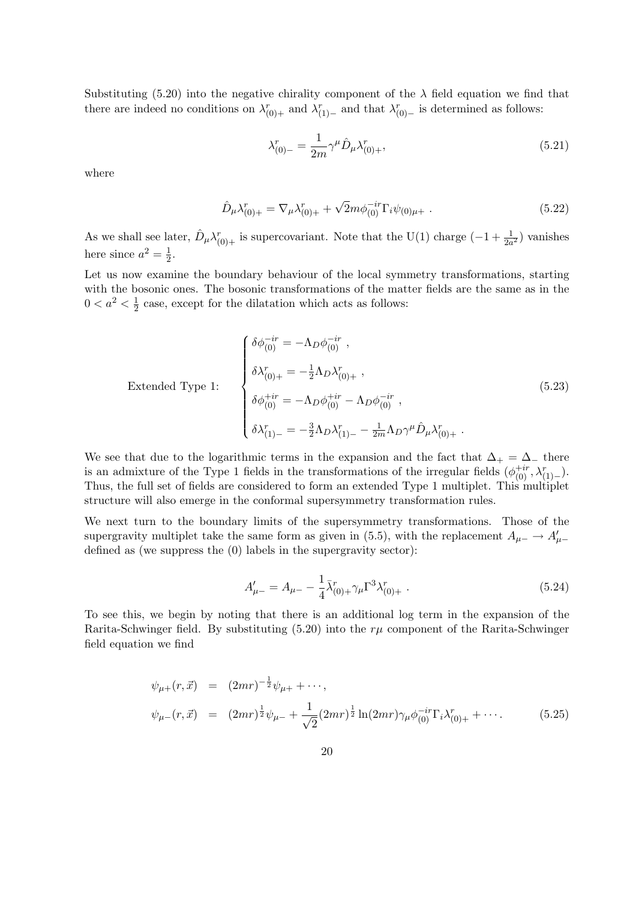Substituting (5.20) into the negative chirality component of the $\lambda$ field equation we find that there are indeed no conditions on $\lambda^r_{(0)+}$ and $\lambda^r_{(1)-}$ and that $\lambda^r_{(0)-}$ is determined as follows:

$$\lambda^r_{(0)-} = \frac{1}{2m}\gamma^\mu \hat{D}_\mu \lambda^r_{(0)+}, \tag{5.21}$$

where

$$\hat{D}_\mu \lambda^r_{(0)+} = \nabla_\mu \lambda^r_{(0)+} + \sqrt{2} m \phi^{-ir}_{(0)} \Gamma_i \psi_{(0)\mu+} \ . \tag{5.22}$$

As we shall see later, $\hat{D}_\mu \lambda^r_{(0)+}$ is supercovariant. Note that the U(1) charge $(-1 + \frac{1}{2a^2})$ vanishes here since $a^2 = \frac{1}{2}$.

Let us now examine the boundary behaviour of the local symmetry transformations, starting with the bosonic ones. The bosonic transformations of the matter fields are the same as in the $0 < a^2 < \frac{1}{2}$ case, except for the dilatation which acts as follows:

$$\text{Extended Type 1:} \quad \begin{cases} \delta\phi^{-ir}_{(0)} = -\Lambda_D \phi^{-ir}_{(0)} \ , \\ \delta\lambda^r_{(0)+} = -\frac{1}{2}\Lambda_D \lambda^r_{(0)+} \ , \\ \delta\phi^{+ir}_{(0)} = -\Lambda_D \phi^{+ir}_{(0)} - \Lambda_D \phi^{-ir}_{(0)} \ , \\ \delta\lambda^r_{(1)-} = -\frac{3}{2}\Lambda_D \lambda^r_{(1)-} - \frac{1}{2m}\Lambda_D \gamma^\mu \hat{D}_\mu \lambda^r_{(0)+} \ . \end{cases} \tag{5.23}$$

We see that due to the logarithmic terms in the expansion and the fact that $\Delta_+ = \Delta_-$ there is an admixture of the Type 1 fields in the transformations of the irregular fields $(\phi^{+ir}_{(0)}, \lambda^r_{(1)-})$. Thus, the full set of fields are considered to form an extended Type 1 multiplet. This multiplet structure will also emerge in the conformal supersymmetry transformation rules.

We next turn to the boundary limits of the supersymmetry transformations. Those of the supergravity multiplet take the same form as given in (5.5), with the replacement $A_{\mu-} \to A'_{\mu-}$ defined as (we suppress the (0) labels in the supergravity sector):

$$A'_{\mu-} = A_{\mu-} - \frac{1}{4}\bar{\lambda}^r_{(0)+}\gamma_\mu \Gamma^3 \lambda^r_{(0)+} \ . \tag{5.24}$$

To see this, we begin by noting that there is an additional log term in the expansion of the Rarita-Schwinger field. By substituting (5.20) into the $r\mu$ component of the Rarita-Schwinger field equation we find

$$\begin{aligned} \psi_{\mu+}(r,\vec{x}) &= (2mr)^{-\frac{1}{2}}\psi_{\mu+} + \cdots, \\ \psi_{\mu-}(r,\vec{x}) &= (2mr)^{\frac{1}{2}}\psi_{\mu-} + \frac{1}{\sqrt{2}}(2mr)^{\frac{1}{2}}\ln(2mr)\gamma_\mu \phi^{-ir}_{(0)}\Gamma_i \lambda^r_{(0)+} + \cdots. \end{aligned} \tag{5.25}$$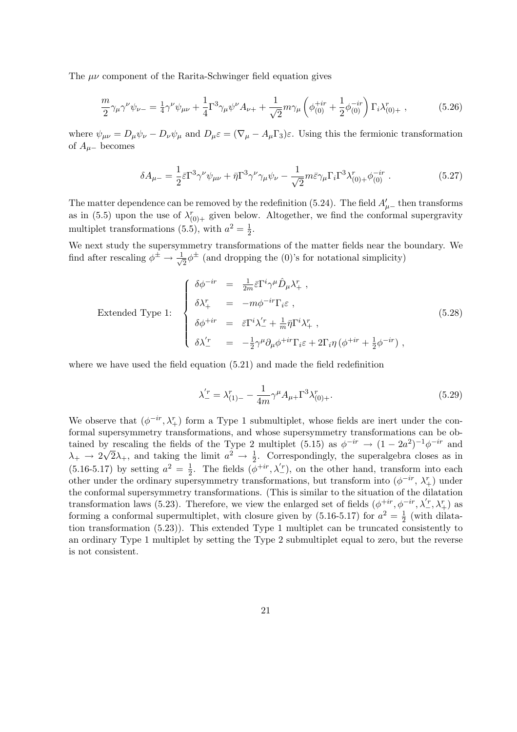The $\mu\nu$ component of the Rarita-Schwinger field equation gives

$$\frac{m}{2}\gamma_\mu\gamma^\nu\psi_{\nu-} = \tfrac{1}{4}\gamma^\nu\psi_{\mu\nu} + \frac{1}{4}\Gamma^3\gamma_\mu\psi^\nu A_{\nu+} + \frac{1}{\sqrt{2}}m\gamma_\mu\left(\phi^{+ir}_{(0)} + \frac{1}{2}\phi^{-ir}_{(0)}\right)\Gamma_i\lambda^r_{(0)+}\ , \tag{5.26}$$

where $\psi_{\mu\nu} = D_\mu\psi_\nu - D_\nu\psi_\mu$ and $D_\mu\varepsilon = (\nabla_\mu - A_\mu\Gamma_3)\varepsilon$. Using this the fermionic transformation of $A_{\mu-}$ becomes

$$\delta A_{\mu-} = \frac{1}{2}\bar\varepsilon\Gamma^3\gamma^\nu\psi_{\mu\nu} + \bar\eta\Gamma^3\gamma^\nu\gamma_\mu\psi_\nu - \frac{1}{\sqrt{2}}m\bar\varepsilon\gamma_\mu\Gamma_i\Gamma^3\lambda^r_{(0)+}\phi^{-ir}_{(0)}\ . \tag{5.27}$$

The matter dependence can be removed by the redefinition (5.24). The field $A'_{\mu-}$ then transforms as in (5.5) upon the use of $\lambda^r_{(0)+}$ given below. Altogether, we find the conformal supergravity multiplet transformations (5.5), with $a^2 = \frac{1}{2}$.

We next study the supersymmetry transformations of the matter fields near the boundary. We find after rescaling $\phi^\pm \to \frac{1}{\sqrt{2}}\phi^\pm$ (and dropping the (0)'s for notational simplicity)

$$\text{Extended Type 1:}\quad \left\{\begin{array}{rcl} \delta\phi^{-ir} &=& \frac{1}{2m}\bar\varepsilon\Gamma^i\gamma^\mu\hat{D}_\mu\lambda^r_+\ , \\ \delta\lambda^r_+ &=& -m\phi^{-ir}\Gamma_i\varepsilon\ , \\ \delta\phi^{+ir} &=& \bar\varepsilon\Gamma^i\lambda'^r_- + \frac{1}{m}\bar\eta\Gamma^i\lambda^r_+\ , \\ \delta\lambda'^r_- &=& -\frac{1}{2}\gamma^\mu\partial_\mu\phi^{+ir}\Gamma_i\varepsilon + 2\Gamma_i\eta\left(\phi^{+ir} + \frac{1}{2}\phi^{-ir}\right)\ , \end{array}\right. \tag{5.28}$$

where we have used the field equation (5.21) and made the field redefinition

$$\lambda'^r_- = \lambda^r_{(1)-} - \frac{1}{4m}\gamma^\mu A_{\mu+}\Gamma^3\lambda^r_{(0)+}. \tag{5.29}$$

We observe that $(\phi^{-ir}, \lambda^r_+)$ form a Type 1 submultiplet, whose fields are inert under the conformal supersymmetry transformations, and whose supersymmetry transformations can be obtained by rescaling the fields of the Type 2 multiplet (5.15) as $\phi^{-ir} \to (1-2a^2)^{-1}\phi^{-ir}$ and $\lambda_+ \to 2\sqrt{2}\lambda_+$, and taking the limit $a^2 \to \frac{1}{2}$. Correspondingly, the superalgebra closes as in (5.16-5.17) by setting $a^2 = \frac{1}{2}$. The fields $(\phi^{+ir}, \lambda'^r_-)$, on the other hand, transform into each other under the ordinary supersymmetry transformations, but transform into $(\phi^{-ir}$, $\lambda^r_+)$ under the conformal supersymmetry transformations. (This is similar to the situation of the dilatation transformation laws (5.23). Therefore, we view the enlarged set of fields $(\phi^{+ir}, \phi^{-ir}, \lambda'^r_-, \lambda^r_+)$ as forming a conformal supermultiplet, with closure given by (5.16-5.17) for $a^2 = \frac{1}{2}$ (with dilatation transformation (5.23)). This extended Type 1 multiplet can be truncated consistently to an ordinary Type 1 multiplet by setting the Type 2 submultiplet equal to zero, but the reverse is not consistent.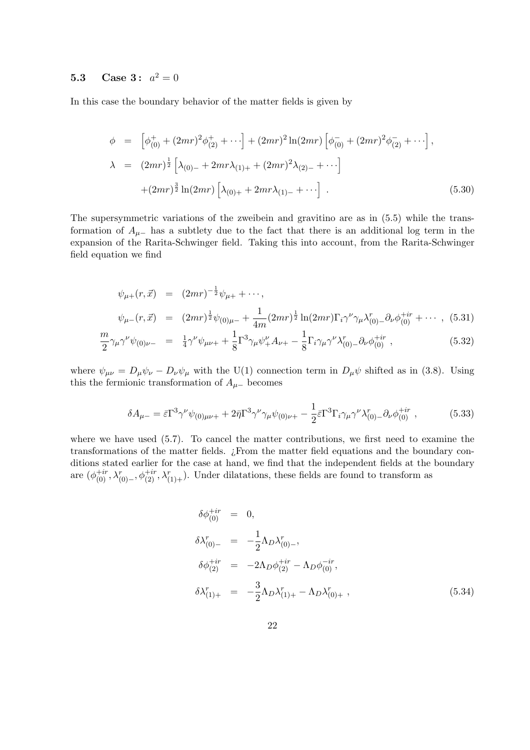### 5.3 Case 3 : $a^2 = 0$

In this case the boundary behavior of the matter fields is given by

$$
\begin{aligned}
\phi &= \left[\phi^+_{(0)} + (2mr)^2\phi^+_{(2)} + \cdots\right] + (2mr)^2\ln(2mr)\left[\phi^-_{(0)} + (2mr)^2\phi^-_{(2)} + \cdots\right], \\
\lambda &= (2mr)^{\frac{1}{2}}\left[\lambda_{(0)-} + 2mr\lambda_{(1)+} + (2mr)^2\lambda_{(2)-} + \cdots\right] \\
&\quad + (2mr)^{\frac{3}{2}}\ln(2mr)\left[\lambda_{(0)+} + 2mr\lambda_{(1)-} + \cdots\right] \ . \qquad (5.30)
\end{aligned}
$$

The supersymmetric variations of the zweibein and gravitino are as in (5.5) while the transformation of $A_{\mu-}$ has a subtlety due to the fact that there is an additional log term in the expansion of the Rarita-Schwinger field. Taking this into account, from the Rarita-Schwinger field equation we find

$$
\begin{aligned}
\psi_{\mu+}(r,\vec{x}) &= (2mr)^{-\frac{1}{2}}\psi_{\mu+} + \cdots, \\
\psi_{\mu-}(r,\vec{x}) &= (2mr)^{\frac{1}{2}}\psi_{(0)\mu-} + \frac{1}{4m}(2mr)^{\frac{1}{2}}\ln(2mr)\Gamma_i\gamma^\nu\gamma_\mu\lambda^r_{(0)-}\partial_\nu\phi^{+ir}_{(0)} + \cdots \ , \qquad (5.31) \\
\frac{m}{2}\gamma_\mu\gamma^\nu\psi_{(0)\nu-} &= \tfrac{1}{4}\gamma^\nu\psi_{\mu\nu+} + \frac{1}{8}\Gamma^3\gamma_\mu\psi^\nu_+ A_{\nu+} - \frac{1}{8}\Gamma_i\gamma_\mu\gamma^\nu\lambda^r_{(0)-}\partial_\nu\phi^{+ir}_{(0)} \ , \qquad (5.32)
\end{aligned}
$$

where $\psi_{\mu\nu} = D_\mu\psi_\nu - D_\nu\psi_\mu$ with the U(1) connection term in $D_\mu\psi$ shifted as in (3.8). Using this the fermionic transformation of $A_{\mu-}$ becomes

$$
\delta A_{\mu-} = \bar{\varepsilon}\Gamma^3\gamma^\nu\psi_{(0)\mu\nu+} + 2\bar{\eta}\Gamma^3\gamma^\nu\gamma_\mu\psi_{(0)\nu+} - \frac{1}{2}\bar{\varepsilon}\Gamma^3\Gamma_i\gamma_\mu\gamma^\nu\lambda^r_{(0)-}\partial_\nu\phi^{+ir}_{(0)} \ , \qquad (5.33)
$$

where we have used (5.7). To cancel the matter contributions, we first need to examine the transformations of the matter fields. ¿From the matter field equations and the boundary conditions stated earlier for the case at hand, we find that the independent fields at the boundary are $(\phi^{+ir}_{(0)}, \lambda^r_{(0)-}, \phi^{+ir}_{(2)}, \lambda^r_{(1)+})$. Under dilatations, these fields are found to transform as

$$
\begin{aligned}
\delta\phi^{+ir}_{(0)} &= 0, \\
\delta\lambda^r_{(0)-} &= -\frac{1}{2}\Lambda_D\lambda^r_{(0)-}, \\
\delta\phi^{+ir}_{(2)} &= -2\Lambda_D\phi^{+ir}_{(2)} - \Lambda_D\phi^{-ir}_{(0)}, \\
\delta\lambda^r_{(1)+} &= -\frac{3}{2}\Lambda_D\lambda^r_{(1)+} - \Lambda_D\lambda^r_{(0)+} \ , \qquad (5.34)
\end{aligned}
$$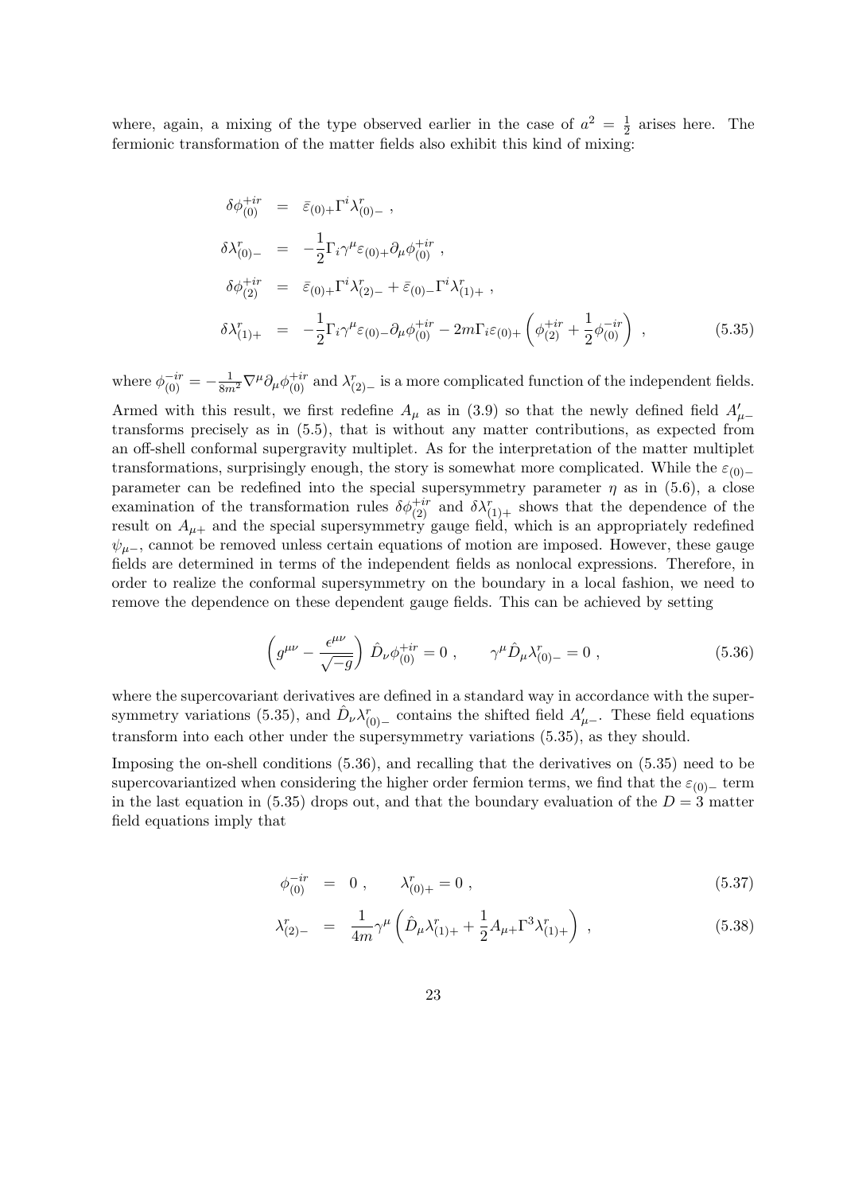where, again, a mixing of the type observed earlier in the case of $a^2 = \frac{1}{2}$ arises here. The fermionic transformation of the matter fields also exhibit this kind of mixing:

$$
\begin{aligned}
\delta\phi^{+ir}_{(0)} &= \bar{\varepsilon}_{(0)+}\Gamma^i\lambda^r_{(0)-}\ , \\
\delta\lambda^r_{(0)-} &= -\frac{1}{2}\Gamma_i\gamma^\mu\varepsilon_{(0)+}\partial_\mu\phi^{+ir}_{(0)}\ , \\
\delta\phi^{+ir}_{(2)} &= \bar{\varepsilon}_{(0)+}\Gamma^i\lambda^r_{(2)-} + \bar{\varepsilon}_{(0)-}\Gamma^i\lambda^r_{(1)+}\ , \\
\delta\lambda^r_{(1)+} &= -\frac{1}{2}\Gamma_i\gamma^\mu\varepsilon_{(0)-}\partial_\mu\phi^{+ir}_{(0)} - 2m\Gamma_i\varepsilon_{(0)+}\left(\phi^{+ir}_{(2)} + \frac{1}{2}\phi^{-ir}_{(0)}\right)\ ,
\end{aligned}
\tag{5.35}
$$

where $\phi^{-ir}_{(0)} = -\frac{1}{8m^2}\nabla^\mu\partial_\mu\phi^{+ir}_{(0)}$ and $\lambda^r_{(2)-}$ is a more complicated function of the independent fields.

Armed with this result, we first redefine $A_\mu$ as in (3.9) so that the newly defined field $A'_{\mu-}$ transforms precisely as in (5.5), that is without any matter contributions, as expected from an off-shell conformal supergravity multiplet. As for the interpretation of the matter multiplet transformations, surprisingly enough, the story is somewhat more complicated. While the $\varepsilon_{(0)-}$ parameter can be redefined into the special supersymmetry parameter $\eta$ as in (5.6), a close examination of the transformation rules $\delta\phi^{+ir}_{(2)}$ and $\delta\lambda^r_{(1)+}$ shows that the dependence of the result on $A_{\mu+}$ and the special supersymmetry gauge field, which is an appropriately redefined $\psi_{\mu-}$, cannot be removed unless certain equations of motion are imposed. However, these gauge fields are determined in terms of the independent fields as nonlocal expressions. Therefore, in order to realize the conformal supersymmetry on the boundary in a local fashion, we need to remove the dependence on these dependent gauge fields. This can be achieved by setting

$$
\left(g^{\mu\nu} - \frac{\epsilon^{\mu\nu}}{\sqrt{-g}}\right)\hat{D}_\nu\phi^{+ir}_{(0)} = 0\ , \qquad \gamma^\mu\hat{D}_\mu\lambda^r_{(0)-} = 0\ , \tag{5.36}
$$

where the supercovariant derivatives are defined in a standard way in accordance with the supersymmetry variations (5.35), and $\hat{D}_\nu\lambda^r_{(0)-}$ contains the shifted field $A'_{\mu-}$. These field equations transform into each other under the supersymmetry variations (5.35), as they should.

Imposing the on-shell conditions (5.36), and recalling that the derivatives on (5.35) need to be supercovariantized when considering the higher order fermion terms, we find that the $\varepsilon_{(0)-}$ term in the last equation in (5.35) drops out, and that the boundary evaluation of the $D = 3$ matter field equations imply that

$$
\phi^{-ir}_{(0)} = 0\ , \qquad \lambda^r_{(0)+} = 0\ , \tag{5.37}
$$

$$
\lambda^r_{(2)-} = \frac{1}{4m}\gamma^\mu\left(\hat{D}_\mu\lambda^r_{(1)+} + \frac{1}{2}A_{\mu+}\Gamma^3\lambda^r_{(1)+}\right)\ , \tag{5.38}
$$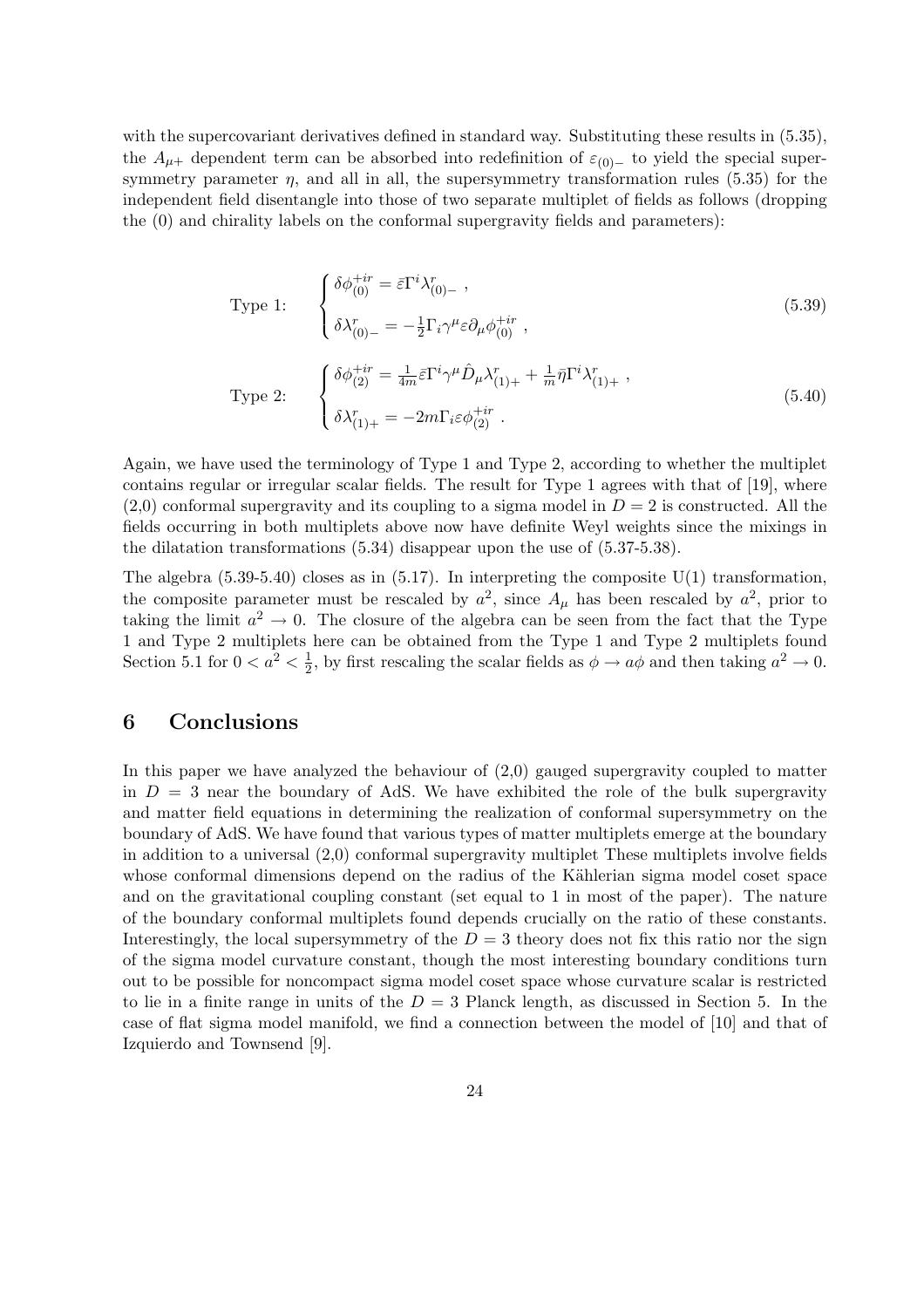with the supercovariant derivatives defined in standard way. Substituting these results in (5.35), the $A_{\mu+}$ dependent term can be absorbed into redefinition of $\varepsilon_{(0)-}$ to yield the special supersymmetry parameter $\eta$, and all in all, the supersymmetry transformation rules (5.35) for the independent field disentangle into those of two separate multiplet of fields as follows (dropping the (0) and chirality labels on the conformal supergravity fields and parameters):

$$
\text{Type 1:} \qquad \begin{cases} \delta\phi^{+ir}_{(0)} = \bar{\varepsilon}\Gamma^i\lambda^r_{(0)-} \ , \\[6pt] \delta\lambda^r_{(0)-} = -\frac{1}{2}\Gamma_i\gamma^\mu\varepsilon\partial_\mu\phi^{+ir}_{(0)} \ , \end{cases} \tag{5.39}
$$

$$
\text{Type 2:} \qquad \begin{cases} \delta\phi^{+ir}_{(2)} = \frac{1}{4m}\bar{\varepsilon}\Gamma^i\gamma^\mu\hat{D}_\mu\lambda^r_{(1)+} + \frac{1}{m}\bar{\eta}\Gamma^i\lambda^r_{(1)+} \ , \\[6pt] \delta\lambda^r_{(1)+} = -2m\Gamma_i\varepsilon\phi^{+ir}_{(2)} \ . \end{cases} \tag{5.40}
$$

Again, we have used the terminology of Type 1 and Type 2, according to whether the multiplet contains regular or irregular scalar fields. The result for Type 1 agrees with that of [19], where (2,0) conformal supergravity and its coupling to a sigma model in $D = 2$ is constructed. All the fields occurring in both multiplets above now have definite Weyl weights since the mixings in the dilatation transformations (5.34) disappear upon the use of (5.37-5.38).

The algebra (5.39-5.40) closes as in (5.17). In interpreting the composite U(1) transformation, the composite parameter must be rescaled by $a^2$, since $A_\mu$ has been rescaled by $a^2$, prior to taking the limit $a^2 \to 0$. The closure of the algebra can be seen from the fact that the Type 1 and Type 2 multiplets here can be obtained from the Type 1 and Type 2 multiplets found Section 5.1 for $0 < a^2 < \frac{1}{2}$, by first rescaling the scalar fields as $\phi \to a\phi$ and then taking $a^2 \to 0$.

## 6 Conclusions

In this paper we have analyzed the behaviour of (2,0) gauged supergravity coupled to matter in $D = 3$ near the boundary of AdS. We have exhibited the role of the bulk supergravity and matter field equations in determining the realization of conformal supersymmetry on the boundary of AdS. We have found that various types of matter multiplets emerge at the boundary in addition to a universal (2,0) conformal supergravity multiplet These multiplets involve fields whose conformal dimensions depend on the radius of the Kählerian sigma model coset space and on the gravitational coupling constant (set equal to 1 in most of the paper). The nature of the boundary conformal multiplets found depends crucially on the ratio of these constants. Interestingly, the local supersymmetry of the $D = 3$ theory does not fix this ratio nor the sign of the sigma model curvature constant, though the most interesting boundary conditions turn out to be possible for noncompact sigma model coset space whose curvature scalar is restricted to lie in a finite range in units of the $D = 3$ Planck length, as discussed in Section 5. In the case of flat sigma model manifold, we find a connection between the model of [10] and that of Izquierdo and Townsend [9].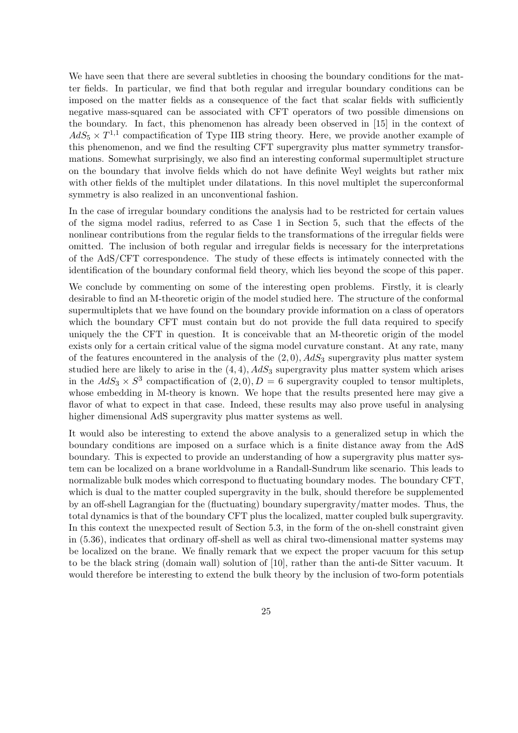We have seen that there are several subtleties in choosing the boundary conditions for the matter fields. In particular, we find that both regular and irregular boundary conditions can be imposed on the matter fields as a consequence of the fact that scalar fields with sufficiently negative mass-squared can be associated with CFT operators of two possible dimensions on the boundary. In fact, this phenomenon has already been observed in [15] in the context of $AdS_5 \times T^{1,1}$ compactification of Type IIB string theory. Here, we provide another example of this phenomenon, and we find the resulting CFT supergravity plus matter symmetry transformations. Somewhat surprisingly, we also find an interesting conformal supermultiplet structure on the boundary that involve fields which do not have definite Weyl weights but rather mix with other fields of the multiplet under dilatations. In this novel multiplet the superconformal symmetry is also realized in an unconventional fashion.

In the case of irregular boundary conditions the analysis had to be restricted for certain values of the sigma model radius, referred to as Case 1 in Section 5, such that the effects of the nonlinear contributions from the regular fields to the transformations of the irregular fields were omitted. The inclusion of both regular and irregular fields is necessary for the interpretations of the AdS/CFT correspondence. The study of these effects is intimately connected with the identification of the boundary conformal field theory, which lies beyond the scope of this paper.

We conclude by commenting on some of the interesting open problems. Firstly, it is clearly desirable to find an M-theoretic origin of the model studied here. The structure of the conformal supermultiplets that we have found on the boundary provide information on a class of operators which the boundary CFT must contain but do not provide the full data required to specify uniquely the the CFT in question. It is conceivable that an M-theoretic origin of the model exists only for a certain critical value of the sigma model curvature constant. At any rate, many of the features encountered in the analysis of the $(2,0), AdS_3$ supergravity plus matter system studied here are likely to arise in the $(4,4), AdS_3$ supergravity plus matter system which arises in the $AdS_3 \times S^3$ compactification of $(2,0), D=6$ supergravity coupled to tensor multiplets, whose embedding in M-theory is known. We hope that the results presented here may give a flavor of what to expect in that case. Indeed, these results may also prove useful in analysing higher dimensional AdS supergravity plus matter systems as well.

It would also be interesting to extend the above analysis to a generalized setup in which the boundary conditions are imposed on a surface which is a finite distance away from the AdS boundary. This is expected to provide an understanding of how a supergravity plus matter system can be localized on a brane worldvolume in a Randall-Sundrum like scenario. This leads to normalizable bulk modes which correspond to fluctuating boundary modes. The boundary CFT, which is dual to the matter coupled supergravity in the bulk, should therefore be supplemented by an off-shell Lagrangian for the (fluctuating) boundary supergravity/matter modes. Thus, the total dynamics is that of the boundary CFT plus the localized, matter coupled bulk supergravity. In this context the unexpected result of Section 5.3, in the form of the on-shell constraint given in (5.36), indicates that ordinary off-shell as well as chiral two-dimensional matter systems may be localized on the brane. We finally remark that we expect the proper vacuum for this setup to be the black string (domain wall) solution of [10], rather than the anti-de Sitter vacuum. It would therefore be interesting to extend the bulk theory by the inclusion of two-form potentials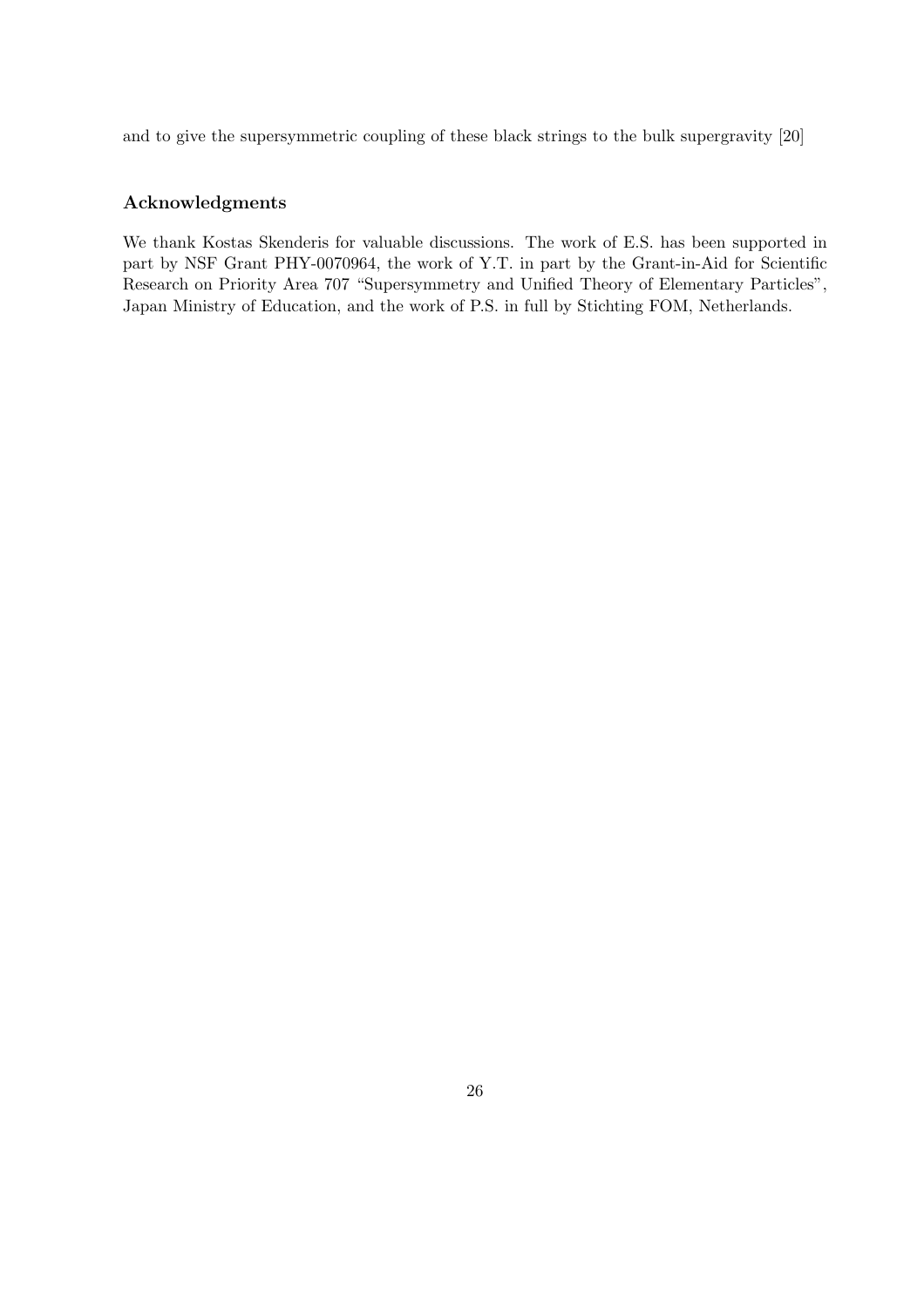and to give the supersymmetric coupling of these black strings to the bulk supergravity [20]

### Acknowledgments

We thank Kostas Skenderis for valuable discussions. The work of E.S. has been supported in part by NSF Grant PHY-0070964, the work of Y.T. in part by the Grant-in-Aid for Scientific Research on Priority Area 707 "Supersymmetry and Unified Theory of Elementary Particles", Japan Ministry of Education, and the work of P.S. in full by Stichting FOM, Netherlands.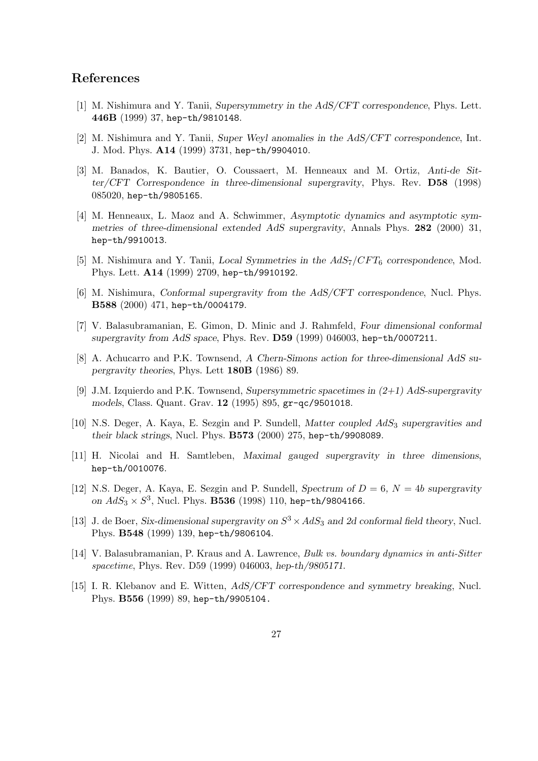## References

[1] M. Nishimura and Y. Tanii, *Supersymmetry in the AdS/CFT correspondence*, Phys. Lett. **446B** (1999) 37, hep-th/9810148.

[2] M. Nishimura and Y. Tanii, *Super Weyl anomalies in the AdS/CFT correspondence*, Int. J. Mod. Phys. **A14** (1999) 3731, hep-th/9904010.

[3] M. Banados, K. Bautier, O. Coussaert, M. Henneaux and M. Ortiz, *Anti-de Sitter/CFT Correspondence in three-dimensional supergravity*, Phys. Rev. **D58** (1998) 085020, hep-th/9805165.

[4] M. Henneaux, L. Maoz and A. Schwimmer, *Asymptotic dynamics and asymptotic symmetries of three-dimensional extended AdS supergravity*, Annals Phys. **282** (2000) 31, hep-th/9910013.

[5] M. Nishimura and Y. Tanii, *Local Symmetries in the $AdS_7/CFT_6$ correspondence*, Mod. Phys. Lett. **A14** (1999) 2709, hep-th/9910192.

[6] M. Nishimura, *Conformal supergravity from the AdS/CFT correspondence*, Nucl. Phys. **B588** (2000) 471, hep-th/0004179.

[7] V. Balasubramanian, E. Gimon, D. Minic and J. Rahmfeld, *Four dimensional conformal supergravity from AdS space*, Phys. Rev. **D59** (1999) 046003, hep-th/0007211.

[8] A. Achucarro and P.K. Townsend, *A Chern-Simons action for three-dimensional AdS supergravity theories*, Phys. Lett **180B** (1986) 89.

[9] J.M. Izquierdo and P.K. Townsend, *Supersymmetric spacetimes in (2+1) AdS-supergravity models*, Class. Quant. Grav. **12** (1995) 895, gr-qc/9501018.

[10] N.S. Deger, A. Kaya, E. Sezgin and P. Sundell, *Matter coupled $AdS_3$ supergravities and their black strings*, Nucl. Phys. **B573** (2000) 275, hep-th/9908089.

[11] H. Nicolai and H. Samtleben, *Maximal gauged supergravity in three dimensions*, hep-th/0010076.

[12] N.S. Deger, A. Kaya, E. Sezgin and P. Sundell, *Spectrum of $D = 6$, $N = 4b$ supergravity on $AdS_3 \times S^3$*, Nucl. Phys. **B536** (1998) 110, hep-th/9804166.

[13] J. de Boer, *Six-dimensional supergravity on $S^3 \times AdS_3$ and 2d conformal field theory*, Nucl. Phys. **B548** (1999) 139, hep-th/9806104.

[14] V. Balasubramanian, P. Kraus and A. Lawrence, *Bulk vs. boundary dynamics in anti-Sitter spacetime*, Phys. Rev. D59 (1999) 046003, *hep-th/9805171*.

[15] I. R. Klebanov and E. Witten, *AdS/CFT correspondence and symmetry breaking*, Nucl. Phys. **B556** (1999) 89, hep-th/9905104.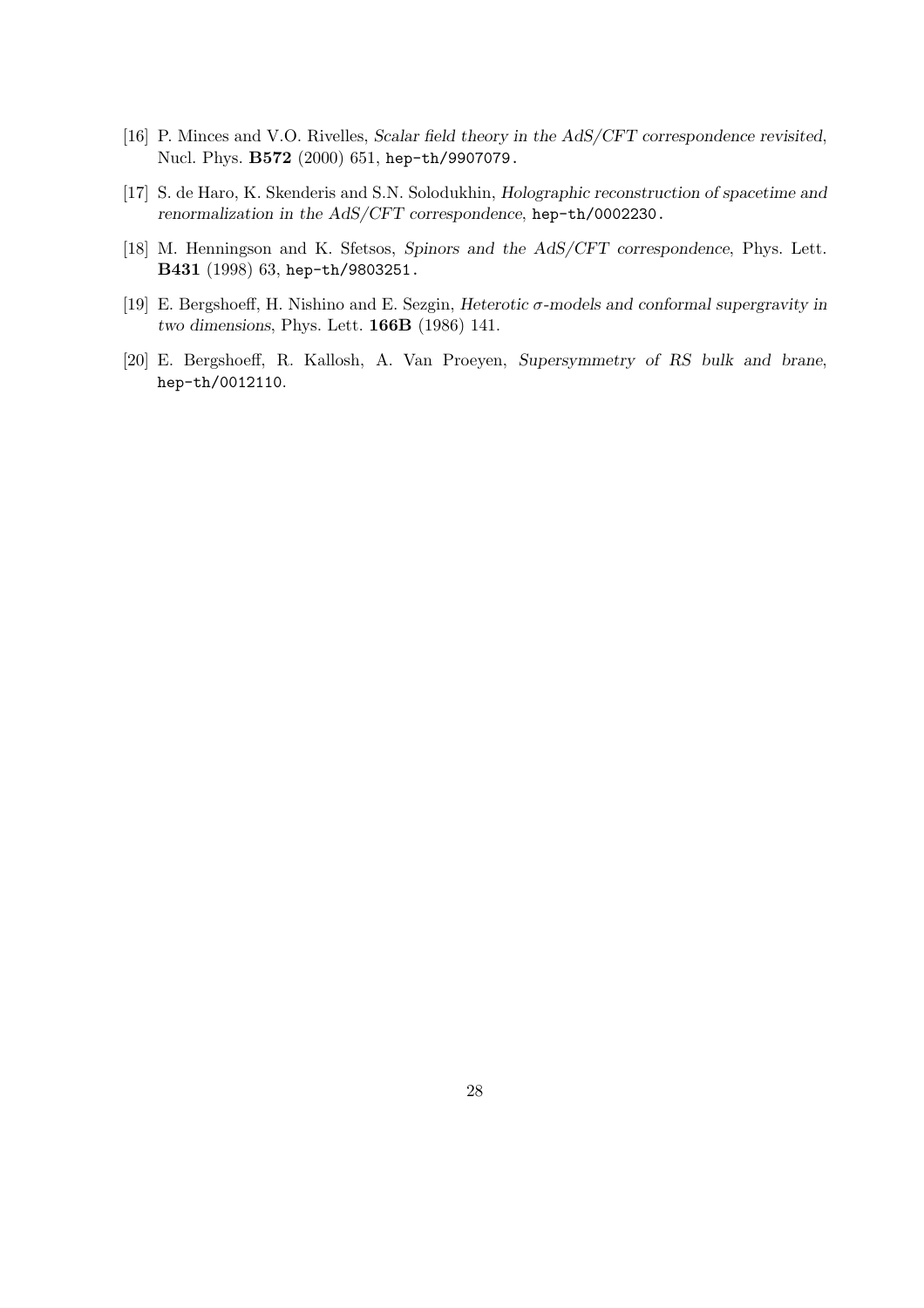[16] P. Minces and V.O. Rivelles, *Scalar field theory in the AdS/CFT correspondence revisited*, Nucl. Phys. **B572** (2000) 651, `hep-th/9907079`.

[17] S. de Haro, K. Skenderis and S.N. Solodukhin, *Holographic reconstruction of spacetime and renormalization in the AdS/CFT correspondence*, `hep-th/0002230`.

[18] M. Henningson and K. Sfetsos, *Spinors and the AdS/CFT correspondence*, Phys. Lett. **B431** (1998) 63, `hep-th/9803251`.

[19] E. Bergshoeff, H. Nishino and E. Sezgin, *Heterotic $\sigma$-models and conformal supergravity in two dimensions*, Phys. Lett. **166B** (1986) 141.

[20] E. Bergshoeff, R. Kallosh, A. Van Proeyen, *Supersymmetry of RS bulk and brane*, `hep-th/0012110`.